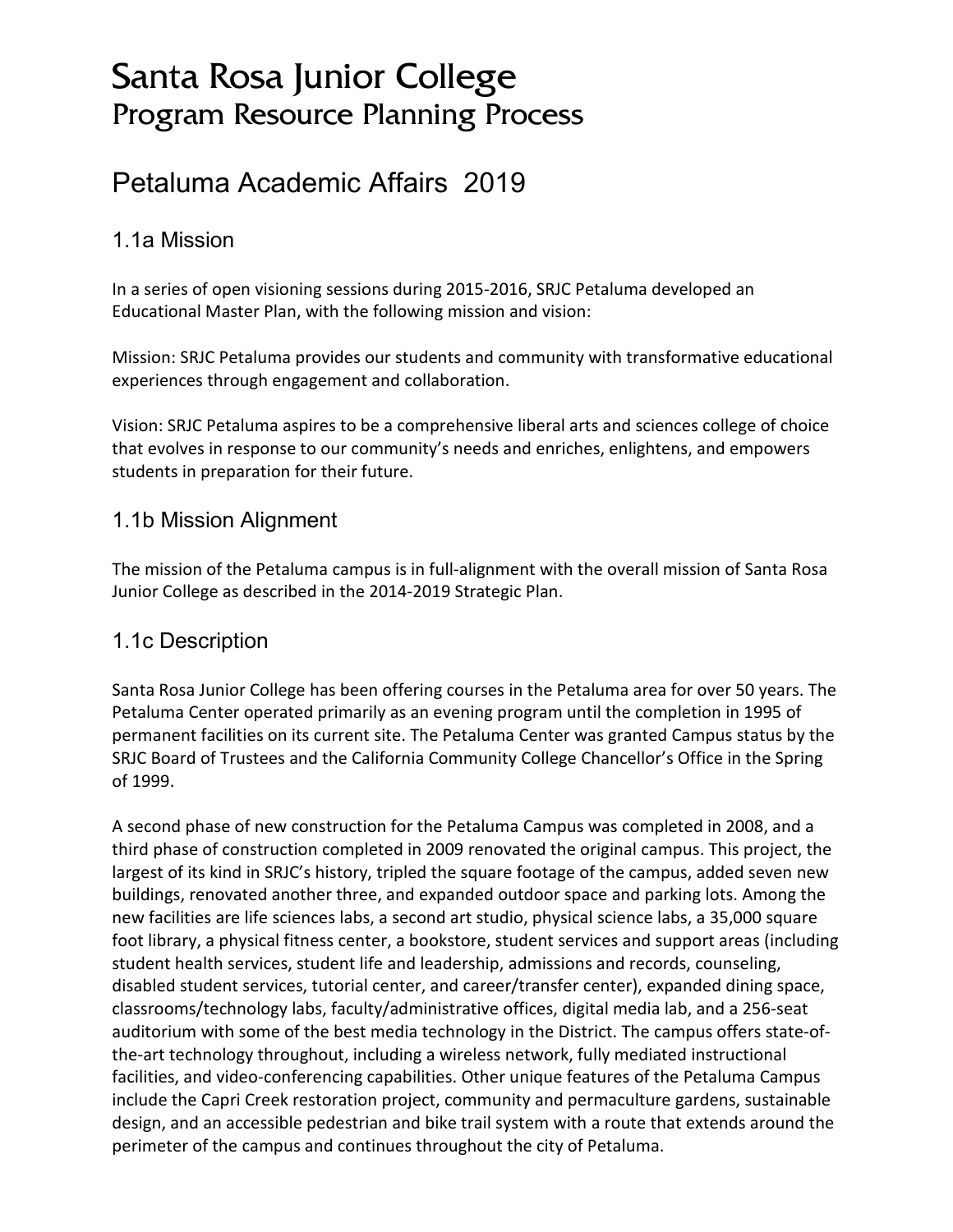# Santa Rosa Junior College
## Program Resource Planning Process

## Petaluma Academic Affairs 2019

### 1.1a Mission

In a series of open visioning sessions during 2015-2016, SRJC Petaluma developed an Educational Master Plan, with the following mission and vision:

Mission: SRJC Petaluma provides our students and community with transformative educational experiences through engagement and collaboration.

Vision: SRJC Petaluma aspires to be a comprehensive liberal arts and sciences college of choice that evolves in response to our community's needs and enriches, enlightens, and empowers students in preparation for their future.

### 1.1b Mission Alignment

The mission of the Petaluma campus is in full-alignment with the overall mission of Santa Rosa Junior College as described in the 2014-2019 Strategic Plan.

### 1.1c Description

Santa Rosa Junior College has been offering courses in the Petaluma area for over 50 years. The Petaluma Center operated primarily as an evening program until the completion in 1995 of permanent facilities on its current site. The Petaluma Center was granted Campus status by the SRJC Board of Trustees and the California Community College Chancellor's Office in the Spring of 1999.

A second phase of new construction for the Petaluma Campus was completed in 2008, and a third phase of construction completed in 2009 renovated the original campus. This project, the largest of its kind in SRJC's history, tripled the square footage of the campus, added seven new buildings, renovated another three, and expanded outdoor space and parking lots. Among the new facilities are life sciences labs, a second art studio, physical science labs, a 35,000 square foot library, a physical fitness center, a bookstore, student services and support areas (including student health services, student life and leadership, admissions and records, counseling, disabled student services, tutorial center, and career/transfer center), expanded dining space, classrooms/technology labs, faculty/administrative offices, digital media lab, and a 256-seat auditorium with some of the best media technology in the District. The campus offers state-of-the-art technology throughout, including a wireless network, fully mediated instructional facilities, and video-conferencing capabilities. Other unique features of the Petaluma Campus include the Capri Creek restoration project, community and permaculture gardens, sustainable design, and an accessible pedestrian and bike trail system with a route that extends around the perimeter of the campus and continues throughout the city of Petaluma.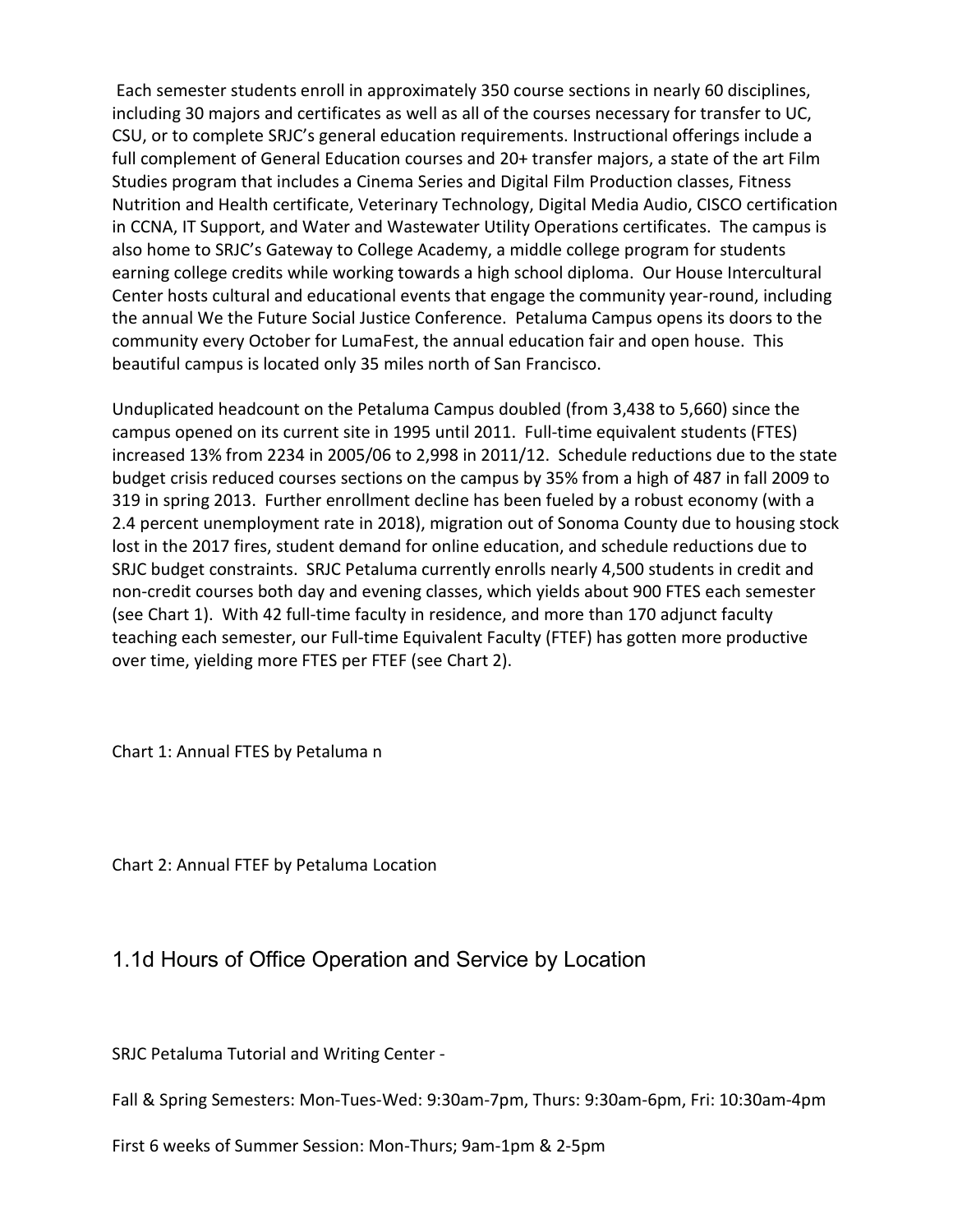Each semester students enroll in approximately 350 course sections in nearly 60 disciplines, including 30 majors and certificates as well as all of the courses necessary for transfer to UC, CSU, or to complete SRJC's general education requirements. Instructional offerings include a full complement of General Education courses and 20+ transfer majors, a state of the art Film Studies program that includes a Cinema Series and Digital Film Production classes, Fitness Nutrition and Health certificate, Veterinary Technology, Digital Media Audio, CISCO certification in CCNA, IT Support, and Water and Wastewater Utility Operations certificates. The campus is also home to SRJC's Gateway to College Academy, a middle college program for students earning college credits while working towards a high school diploma. Our House Intercultural Center hosts cultural and educational events that engage the community year-round, including the annual We the Future Social Justice Conference. Petaluma Campus opens its doors to the community every October for LumaFest, the annual education fair and open house. This beautiful campus is located only 35 miles north of San Francisco.

Unduplicated headcount on the Petaluma Campus doubled (from 3,438 to 5,660) since the campus opened on its current site in 1995 until 2011. Full-time equivalent students (FTES) increased 13% from 2234 in 2005/06 to 2,998 in 2011/12. Schedule reductions due to the state budget crisis reduced courses sections on the campus by 35% from a high of 487 in fall 2009 to 319 in spring 2013. Further enrollment decline has been fueled by a robust economy (with a 2.4 percent unemployment rate in 2018), migration out of Sonoma County due to housing stock lost in the 2017 fires, student demand for online education, and schedule reductions due to SRJC budget constraints. SRJC Petaluma currently enrolls nearly 4,500 students in credit and non-credit courses both day and evening classes, which yields about 900 FTES each semester (see Chart 1). With 42 full-time faculty in residence, and more than 170 adjunct faculty teaching each semester, our Full-time Equivalent Faculty (FTEF) has gotten more productive over time, yielding more FTES per FTEF (see Chart 2).

Chart 1: Annual FTES by Petaluma n

Chart 2: Annual FTEF by Petaluma Location

## 1.1d Hours of Office Operation and Service by Location

SRJC Petaluma Tutorial and Writing Center -

Fall & Spring Semesters: Mon-Tues-Wed: 9:30am-7pm, Thurs: 9:30am-6pm, Fri: 10:30am-4pm

First 6 weeks of Summer Session: Mon-Thurs; 9am-1pm & 2-5pm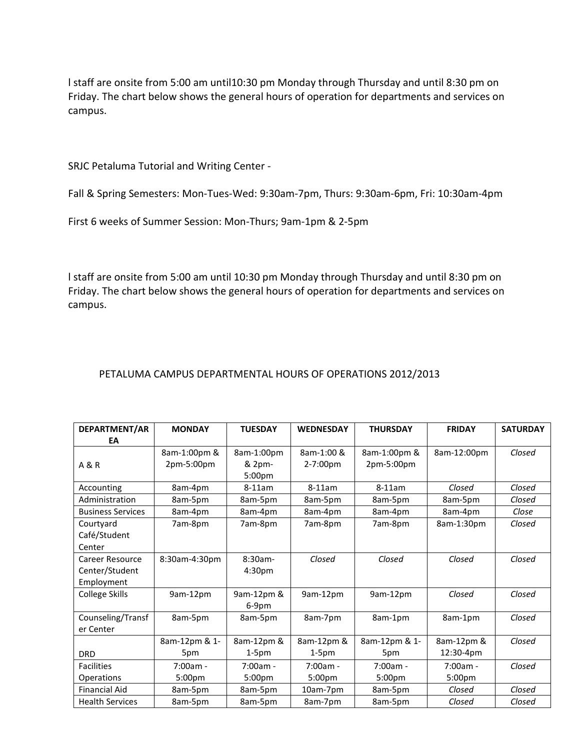l staff are onsite from 5:00 am until10:30 pm Monday through Thursday and until 8:30 pm on Friday. The chart below shows the general hours of operation for departments and services on campus.

SRJC Petaluma Tutorial and Writing Center -

Fall & Spring Semesters: Mon-Tues-Wed: 9:30am-7pm, Thurs: 9:30am-6pm, Fri: 10:30am-4pm

First 6 weeks of Summer Session: Mon-Thurs; 9am-1pm & 2-5pm

l staff are onsite from 5:00 am until 10:30 pm Monday through Thursday and until 8:30 pm on Friday. The chart below shows the general hours of operation for departments and services on campus.

PETALUMA CAMPUS DEPARTMENTAL HOURS OF OPERATIONS 2012/2013

| DEPARTMENT/AREA | MONDAY | TUESDAY | WEDNESDAY | THURSDAY | FRIDAY | SATURDAY |
|---|---|---|---|---|---|---|
| A & R | 8am-1:00pm & 2pm-5:00pm | 8am-1:00pm & 2pm-5:00pm | 8am-1:00 & 2-7:00pm | 8am-1:00pm & 2pm-5:00pm | 8am-12:00pm | *Closed* |
| Accounting | 8am-4pm | 8-11am | 8-11am | 8-11am | *Closed* | *Closed* |
| Administration | 8am-5pm | 8am-5pm | 8am-5pm | 8am-5pm | 8am-5pm | *Closed* |
| Business Services | 8am-4pm | 8am-4pm | 8am-4pm | 8am-4pm | 8am-4pm | *Close* |
| Courtyard Café/Student Center | 7am-8pm | 7am-8pm | 7am-8pm | 7am-8pm | 8am-1:30pm | *Closed* |
| Career Resource Center/Student Employment | 8:30am-4:30pm | 8:30am-4:30pm | *Closed* | *Closed* | *Closed* | *Closed* |
| College Skills | 9am-12pm | 9am-12pm & 6-9pm | 9am-12pm | 9am-12pm | *Closed* | *Closed* |
| Counseling/Transfer Center | 8am-5pm | 8am-5pm | 8am-7pm | 8am-1pm | 8am-1pm | *Closed* |
| DRD | 8am-12pm & 1-5pm | 8am-12pm & 1-5pm | 8am-12pm & 1-5pm | 8am-12pm & 1-5pm | 8am-12pm & 12:30-4pm | *Closed* |
| Facilities Operations | 7:00am - 5:00pm | 7:00am - 5:00pm | 7:00am - 5:00pm | 7:00am - 5:00pm | 7:00am - 5:00pm | *Closed* |
| Financial Aid | 8am-5pm | 8am-5pm | 10am-7pm | 8am-5pm | *Closed* | *Closed* |
| Health Services | 8am-5pm | 8am-5pm | 8am-7pm | 8am-5pm | *Closed* | *Closed* |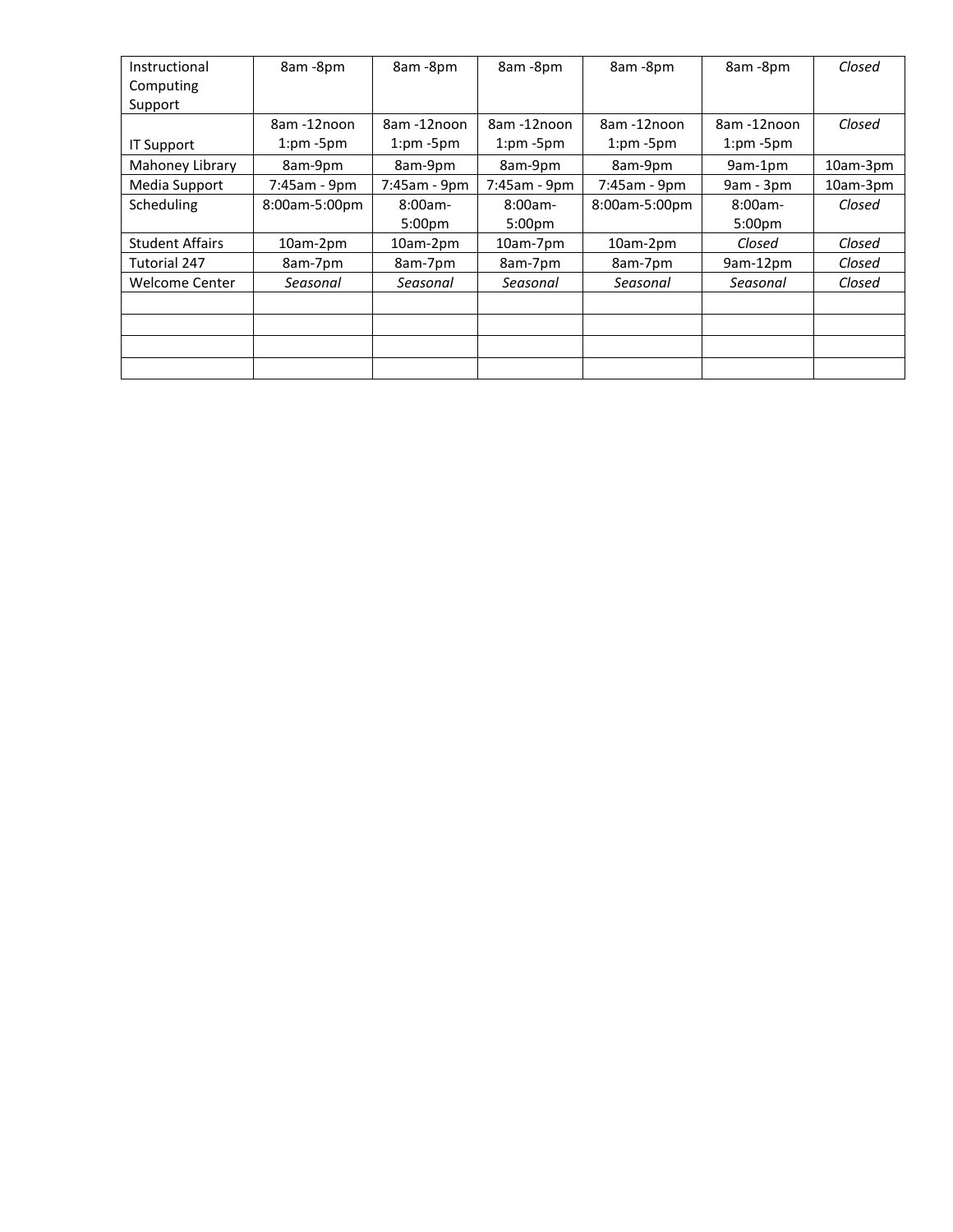| | | | | | | |
|---|---|---|---|---|---|---|
| Instructional Computing Support | 8am -8pm | 8am -8pm | 8am -8pm | 8am -8pm | 8am -8pm | *Closed* |
| IT Support | 8am -12noon 1:pm -5pm | 8am -12noon 1:pm -5pm | 8am -12noon 1:pm -5pm | 8am -12noon 1:pm -5pm | 8am -12noon 1:pm -5pm | *Closed* |
| Mahoney Library | 8am-9pm | 8am-9pm | 8am-9pm | 8am-9pm | 9am-1pm | 10am-3pm |
| Media Support | 7:45am - 9pm | 7:45am - 9pm | 7:45am - 9pm | 7:45am - 9pm | 9am - 3pm | 10am-3pm |
| Scheduling | 8:00am-5:00pm | 8:00am-5:00pm | 8:00am-5:00pm | 8:00am-5:00pm | 8:00am-5:00pm | *Closed* |
| Student Affairs | 10am-2pm | 10am-2pm | 10am-7pm | 10am-2pm | *Closed* | *Closed* |
| Tutorial 247 | 8am-7pm | 8am-7pm | 8am-7pm | 8am-7pm | 9am-12pm | *Closed* |
| Welcome Center | *Seasonal* | *Seasonal* | *Seasonal* | *Seasonal* | *Seasonal* | *Closed* |
| | | | | | | |
| | | | | | | |
| | | | | | | |
| | | | | | | |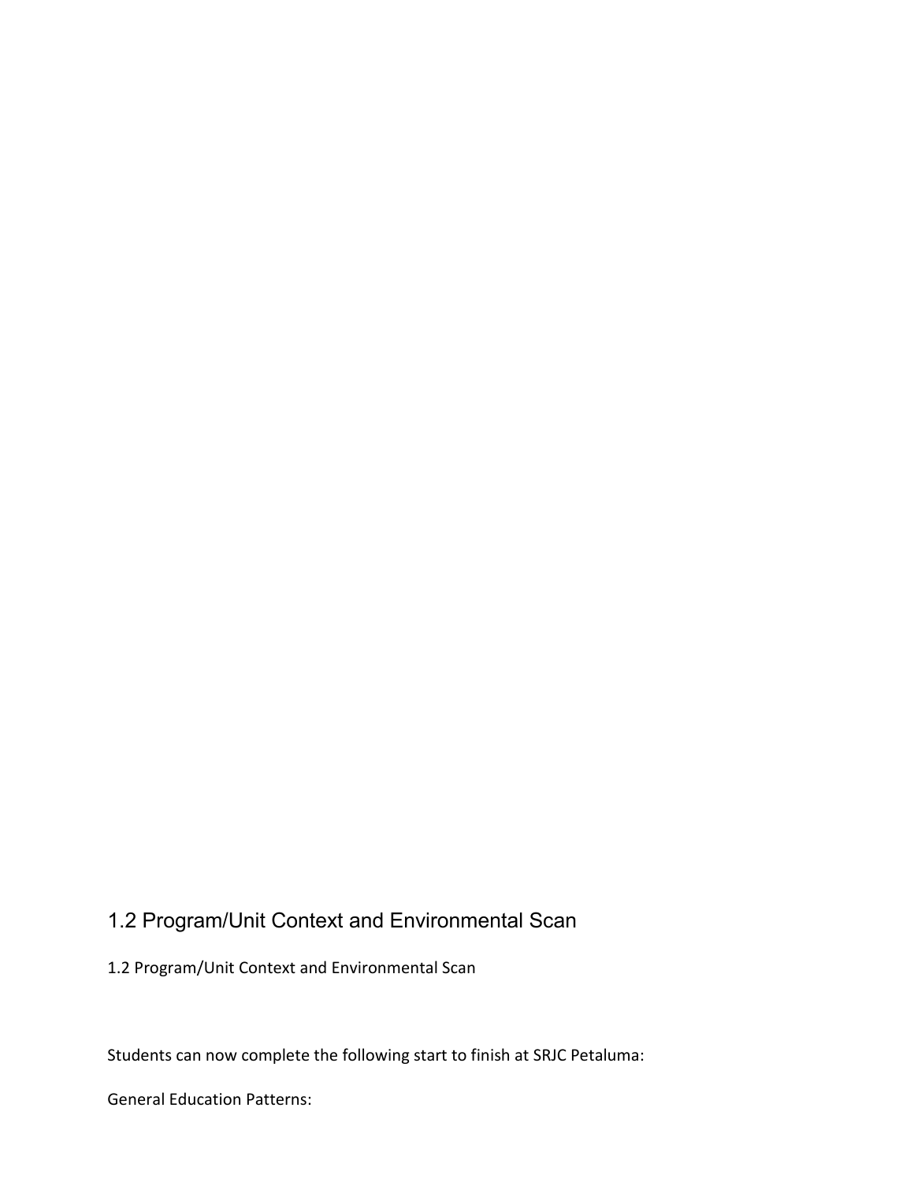## 1.2 Program/Unit Context and Environmental Scan

1.2 Program/Unit Context and Environmental Scan

Students can now complete the following start to finish at SRJC Petaluma:

General Education Patterns: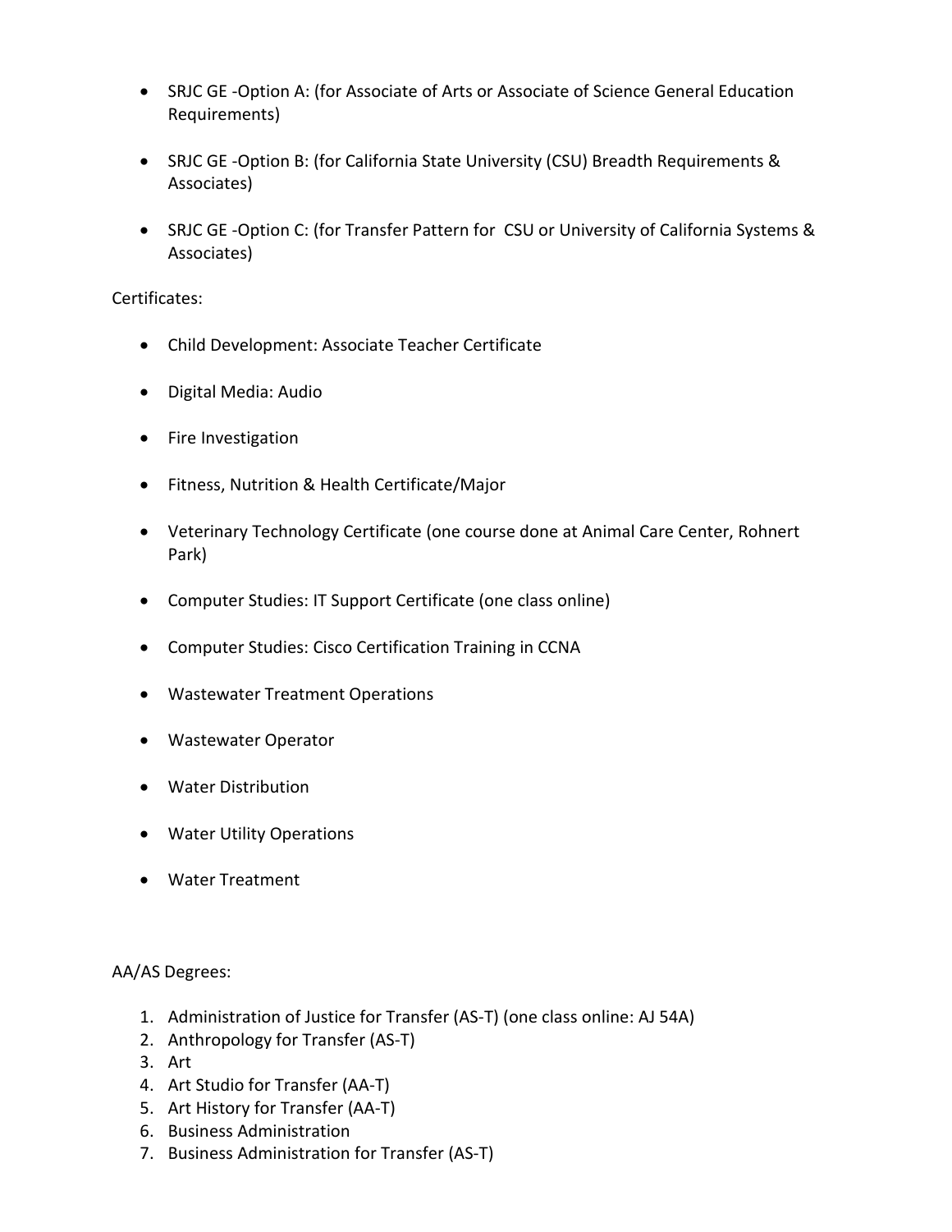- SRJC GE -Option A: (for Associate of Arts or Associate of Science General Education Requirements)

- SRJC GE -Option B: (for California State University (CSU) Breadth Requirements & Associates)

- SRJC GE -Option C: (for Transfer Pattern for CSU or University of California Systems & Associates)

Certificates:

- Child Development: Associate Teacher Certificate
- Digital Media: Audio
- Fire Investigation
- Fitness, Nutrition & Health Certificate/Major
- Veterinary Technology Certificate (one course done at Animal Care Center, Rohnert Park)
- Computer Studies: IT Support Certificate (one class online)
- Computer Studies: Cisco Certification Training in CCNA
- Wastewater Treatment Operations
- Wastewater Operator
- Water Distribution
- Water Utility Operations
- Water Treatment

AA/AS Degrees:

1. Administration of Justice for Transfer (AS-T) (one class online: AJ 54A)
2. Anthropology for Transfer (AS-T)
3. Art
4. Art Studio for Transfer (AA-T)
5. Art History for Transfer (AA-T)
6. Business Administration
7. Business Administration for Transfer (AS-T)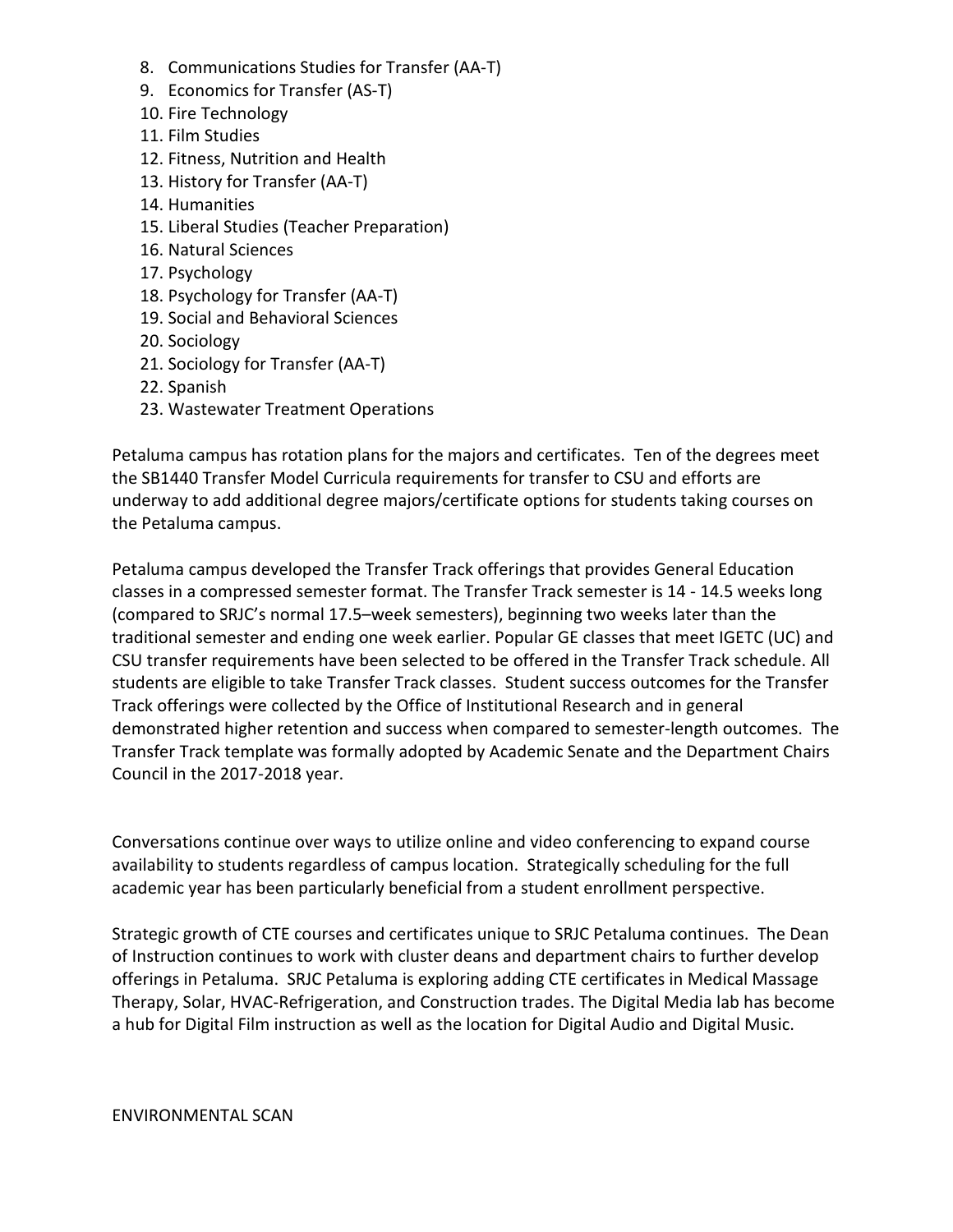8. Communications Studies for Transfer (AA-T)
9. Economics for Transfer (AS-T)
10. Fire Technology
11. Film Studies
12. Fitness, Nutrition and Health
13. History for Transfer (AA-T)
14. Humanities
15. Liberal Studies (Teacher Preparation)
16. Natural Sciences
17. Psychology
18. Psychology for Transfer (AA-T)
19. Social and Behavioral Sciences
20. Sociology
21. Sociology for Transfer (AA-T)
22. Spanish
23. Wastewater Treatment Operations

Petaluma campus has rotation plans for the majors and certificates. Ten of the degrees meet the SB1440 Transfer Model Curricula requirements for transfer to CSU and efforts are underway to add additional degree majors/certificate options for students taking courses on the Petaluma campus.

Petaluma campus developed the Transfer Track offerings that provides General Education classes in a compressed semester format. The Transfer Track semester is 14 - 14.5 weeks long (compared to SRJC's normal 17.5–week semesters), beginning two weeks later than the traditional semester and ending one week earlier. Popular GE classes that meet IGETC (UC) and CSU transfer requirements have been selected to be offered in the Transfer Track schedule. All students are eligible to take Transfer Track classes. Student success outcomes for the Transfer Track offerings were collected by the Office of Institutional Research and in general demonstrated higher retention and success when compared to semester-length outcomes. The Transfer Track template was formally adopted by Academic Senate and the Department Chairs Council in the 2017-2018 year.

Conversations continue over ways to utilize online and video conferencing to expand course availability to students regardless of campus location. Strategically scheduling for the full academic year has been particularly beneficial from a student enrollment perspective.

Strategic growth of CTE courses and certificates unique to SRJC Petaluma continues. The Dean of Instruction continues to work with cluster deans and department chairs to further develop offerings in Petaluma. SRJC Petaluma is exploring adding CTE certificates in Medical Massage Therapy, Solar, HVAC-Refrigeration, and Construction trades. The Digital Media lab has become a hub for Digital Film instruction as well as the location for Digital Audio and Digital Music.

ENVIRONMENTAL SCAN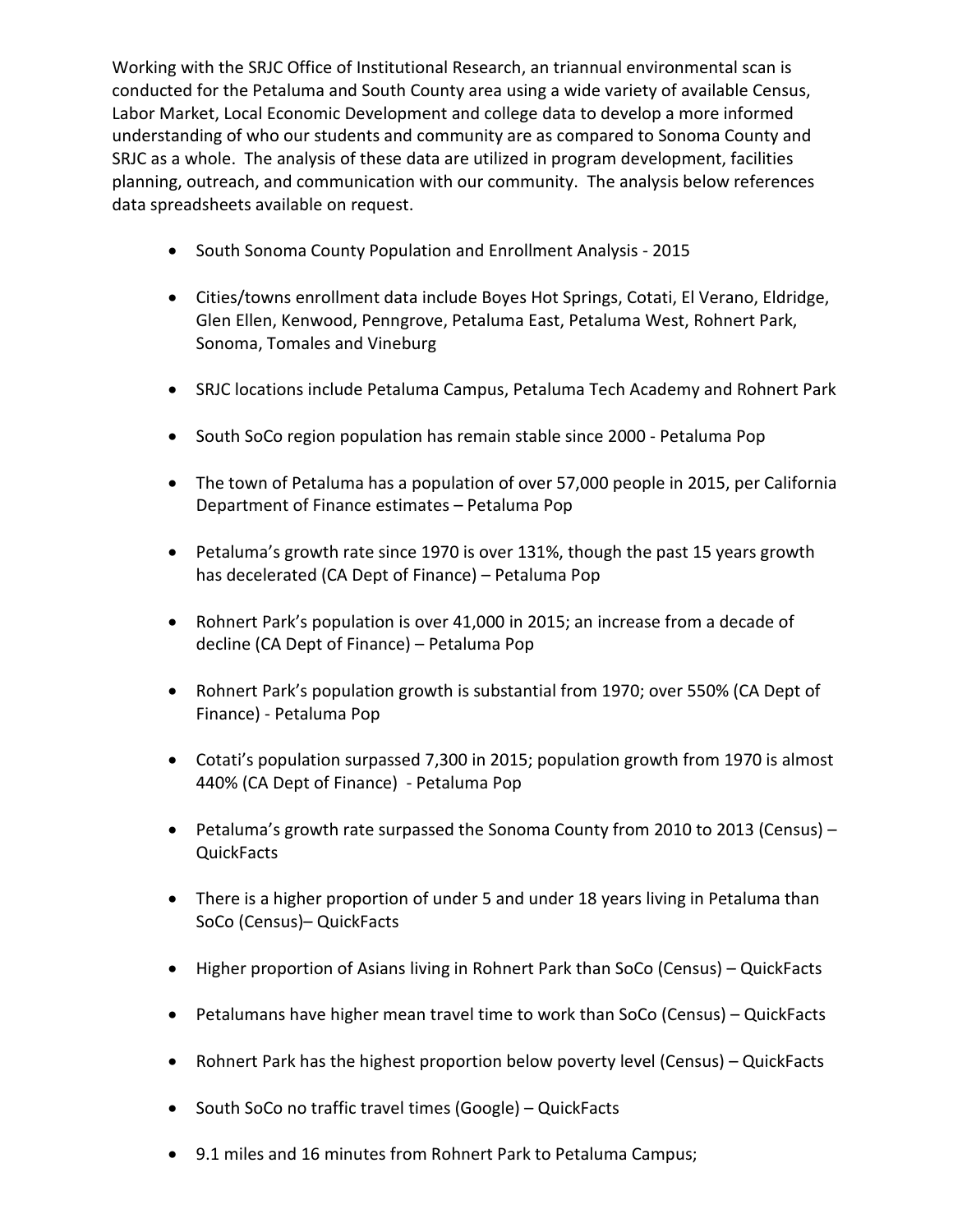Working with the SRJC Office of Institutional Research, an triannual environmental scan is conducted for the Petaluma and South County area using a wide variety of available Census, Labor Market, Local Economic Development and college data to develop a more informed understanding of who our students and community are as compared to Sonoma County and SRJC as a whole. The analysis of these data are utilized in program development, facilities planning, outreach, and communication with our community. The analysis below references data spreadsheets available on request.

- South Sonoma County Population and Enrollment Analysis - 2015
- Cities/towns enrollment data include Boyes Hot Springs, Cotati, El Verano, Eldridge, Glen Ellen, Kenwood, Penngrove, Petaluma East, Petaluma West, Rohnert Park, Sonoma, Tomales and Vineburg
- SRJC locations include Petaluma Campus, Petaluma Tech Academy and Rohnert Park
- South SoCo region population has remain stable since 2000 - Petaluma Pop
- The town of Petaluma has a population of over 57,000 people in 2015, per California Department of Finance estimates – Petaluma Pop
- Petaluma's growth rate since 1970 is over 131%, though the past 15 years growth has decelerated (CA Dept of Finance) – Petaluma Pop
- Rohnert Park's population is over 41,000 in 2015; an increase from a decade of decline (CA Dept of Finance) – Petaluma Pop
- Rohnert Park's population growth is substantial from 1970; over 550% (CA Dept of Finance) - Petaluma Pop
- Cotati's population surpassed 7,300 in 2015; population growth from 1970 is almost 440% (CA Dept of Finance) - Petaluma Pop
- Petaluma's growth rate surpassed the Sonoma County from 2010 to 2013 (Census) – QuickFacts
- There is a higher proportion of under 5 and under 18 years living in Petaluma than SoCo (Census)– QuickFacts
- Higher proportion of Asians living in Rohnert Park than SoCo (Census) – QuickFacts
- Petalumans have higher mean travel time to work than SoCo (Census) – QuickFacts
- Rohnert Park has the highest proportion below poverty level (Census) – QuickFacts
- South SoCo no traffic travel times (Google) – QuickFacts
- 9.1 miles and 16 minutes from Rohnert Park to Petaluma Campus;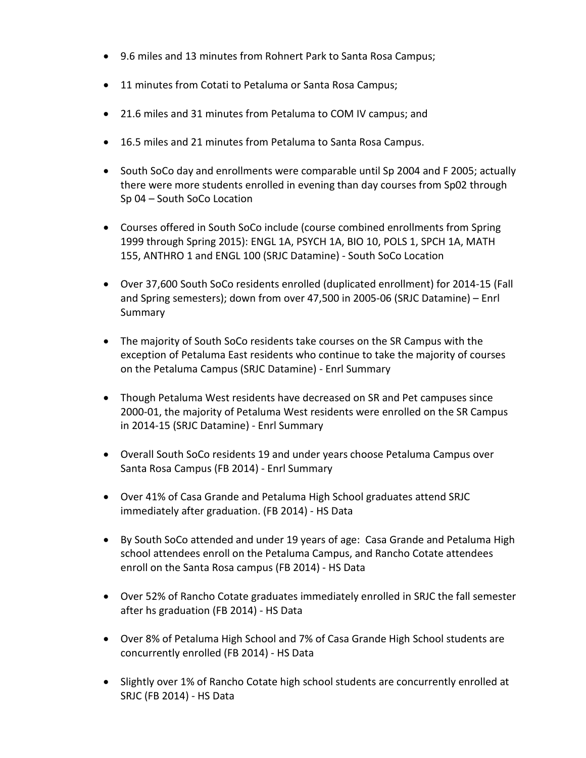- 9.6 miles and 13 minutes from Rohnert Park to Santa Rosa Campus;
- 11 minutes from Cotati to Petaluma or Santa Rosa Campus;
- 21.6 miles and 31 minutes from Petaluma to COM IV campus; and
- 16.5 miles and 21 minutes from Petaluma to Santa Rosa Campus.
- South SoCo day and enrollments were comparable until Sp 2004 and F 2005; actually there were more students enrolled in evening than day courses from Sp02 through Sp 04 – South SoCo Location
- Courses offered in South SoCo include (course combined enrollments from Spring 1999 through Spring 2015): ENGL 1A, PSYCH 1A, BIO 10, POLS 1, SPCH 1A, MATH 155, ANTHRO 1 and ENGL 100 (SRJC Datamine) - South SoCo Location
- Over 37,600 South SoCo residents enrolled (duplicated enrollment) for 2014-15 (Fall and Spring semesters); down from over 47,500 in 2005-06 (SRJC Datamine) – Enrl Summary
- The majority of South SoCo residents take courses on the SR Campus with the exception of Petaluma East residents who continue to take the majority of courses on the Petaluma Campus (SRJC Datamine) - Enrl Summary
- Though Petaluma West residents have decreased on SR and Pet campuses since 2000-01, the majority of Petaluma West residents were enrolled on the SR Campus in 2014-15 (SRJC Datamine) - Enrl Summary
- Overall South SoCo residents 19 and under years choose Petaluma Campus over Santa Rosa Campus (FB 2014) - Enrl Summary
- Over 41% of Casa Grande and Petaluma High School graduates attend SRJC immediately after graduation. (FB 2014) - HS Data
- By South SoCo attended and under 19 years of age: Casa Grande and Petaluma High school attendees enroll on the Petaluma Campus, and Rancho Cotate attendees enroll on the Santa Rosa campus (FB 2014) - HS Data
- Over 52% of Rancho Cotate graduates immediately enrolled in SRJC the fall semester after hs graduation (FB 2014) - HS Data
- Over 8% of Petaluma High School and 7% of Casa Grande High School students are concurrently enrolled (FB 2014) - HS Data
- Slightly over 1% of Rancho Cotate high school students are concurrently enrolled at SRJC (FB 2014) - HS Data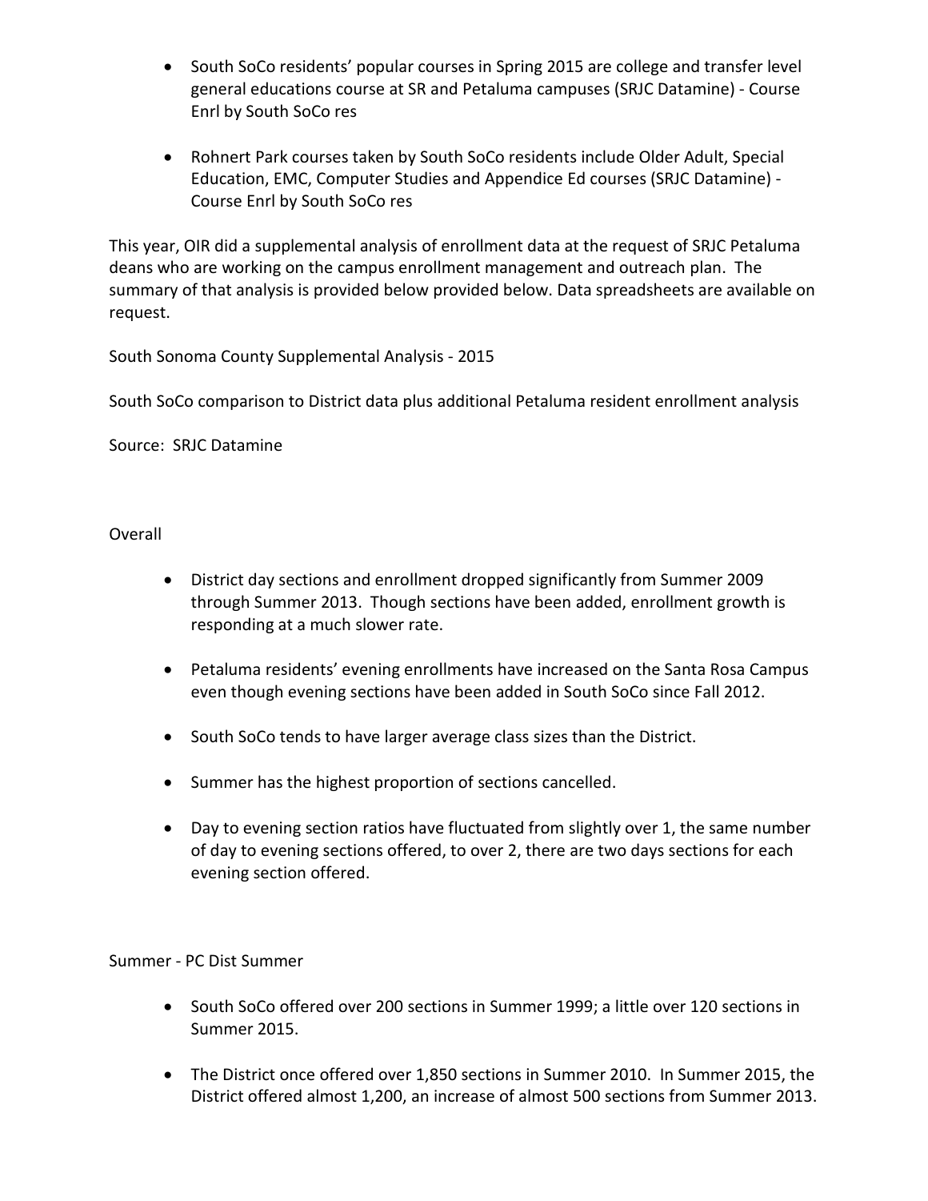- South SoCo residents' popular courses in Spring 2015 are college and transfer level general educations course at SR and Petaluma campuses (SRJC Datamine) - Course Enrl by South SoCo res

- Rohnert Park courses taken by South SoCo residents include Older Adult, Special Education, EMC, Computer Studies and Appendice Ed courses (SRJC Datamine) - Course Enrl by South SoCo res

This year, OIR did a supplemental analysis of enrollment data at the request of SRJC Petaluma deans who are working on the campus enrollment management and outreach plan. The summary of that analysis is provided below provided below. Data spreadsheets are available on request.

South Sonoma County Supplemental Analysis - 2015

South SoCo comparison to District data plus additional Petaluma resident enrollment analysis

Source: SRJC Datamine

Overall

- District day sections and enrollment dropped significantly from Summer 2009 through Summer 2013. Though sections have been added, enrollment growth is responding at a much slower rate.

- Petaluma residents' evening enrollments have increased on the Santa Rosa Campus even though evening sections have been added in South SoCo since Fall 2012.

- South SoCo tends to have larger average class sizes than the District.

- Summer has the highest proportion of sections cancelled.

- Day to evening section ratios have fluctuated from slightly over 1, the same number of day to evening sections offered, to over 2, there are two days sections for each evening section offered.

Summer - PC Dist Summer

- South SoCo offered over 200 sections in Summer 1999; a little over 120 sections in Summer 2015.

- The District once offered over 1,850 sections in Summer 2010. In Summer 2015, the District offered almost 1,200, an increase of almost 500 sections from Summer 2013.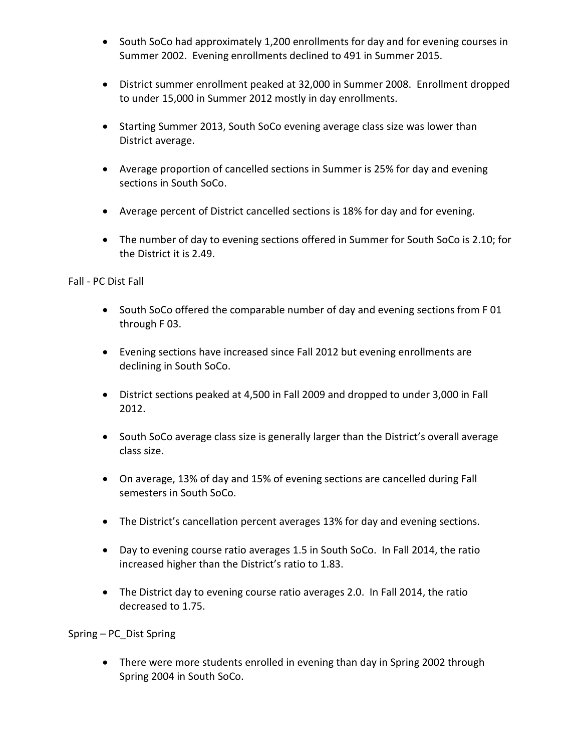- South SoCo had approximately 1,200 enrollments for day and for evening courses in Summer 2002. Evening enrollments declined to 491 in Summer 2015.

- District summer enrollment peaked at 32,000 in Summer 2008. Enrollment dropped to under 15,000 in Summer 2012 mostly in day enrollments.

- Starting Summer 2013, South SoCo evening average class size was lower than District average.

- Average proportion of cancelled sections in Summer is 25% for day and evening sections in South SoCo.

- Average percent of District cancelled sections is 18% for day and for evening.

- The number of day to evening sections offered in Summer for South SoCo is 2.10; for the District it is 2.49.

Fall - PC Dist Fall

- South SoCo offered the comparable number of day and evening sections from F 01 through F 03.

- Evening sections have increased since Fall 2012 but evening enrollments are declining in South SoCo.

- District sections peaked at 4,500 in Fall 2009 and dropped to under 3,000 in Fall 2012.

- South SoCo average class size is generally larger than the District's overall average class size.

- On average, 13% of day and 15% of evening sections are cancelled during Fall semesters in South SoCo.

- The District's cancellation percent averages 13% for day and evening sections.

- Day to evening course ratio averages 1.5 in South SoCo. In Fall 2014, the ratio increased higher than the District's ratio to 1.83.

- The District day to evening course ratio averages 2.0. In Fall 2014, the ratio decreased to 1.75.

Spring – PC_Dist Spring

- There were more students enrolled in evening than day in Spring 2002 through Spring 2004 in South SoCo.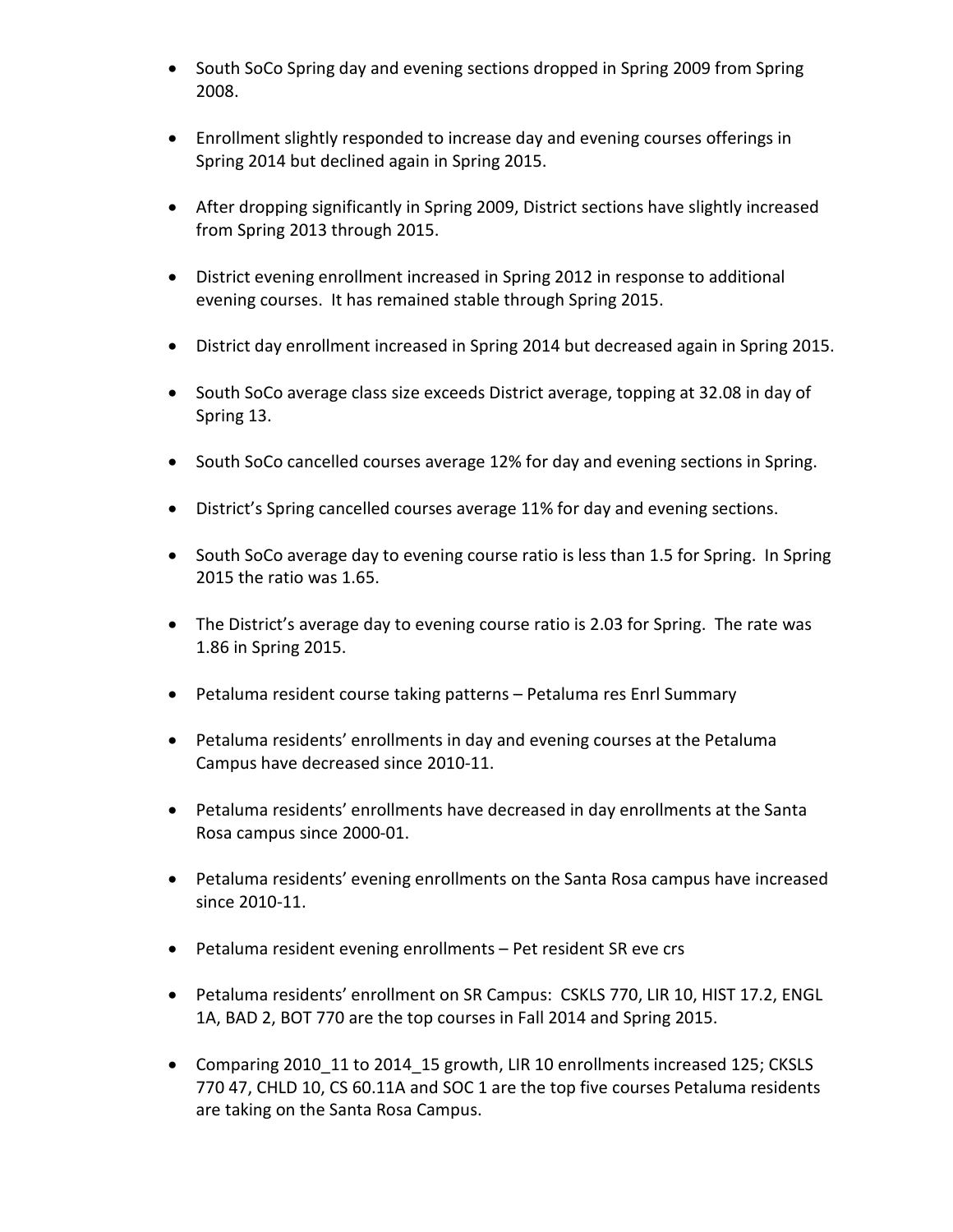- South SoCo Spring day and evening sections dropped in Spring 2009 from Spring 2008.
- Enrollment slightly responded to increase day and evening courses offerings in Spring 2014 but declined again in Spring 2015.
- After dropping significantly in Spring 2009, District sections have slightly increased from Spring 2013 through 2015.
- District evening enrollment increased in Spring 2012 in response to additional evening courses. It has remained stable through Spring 2015.
- District day enrollment increased in Spring 2014 but decreased again in Spring 2015.
- South SoCo average class size exceeds District average, topping at 32.08 in day of Spring 13.
- South SoCo cancelled courses average 12% for day and evening sections in Spring.
- District's Spring cancelled courses average 11% for day and evening sections.
- South SoCo average day to evening course ratio is less than 1.5 for Spring. In Spring 2015 the ratio was 1.65.
- The District's average day to evening course ratio is 2.03 for Spring. The rate was 1.86 in Spring 2015.
- Petaluma resident course taking patterns – Petaluma res Enrl Summary
- Petaluma residents' enrollments in day and evening courses at the Petaluma Campus have decreased since 2010-11.
- Petaluma residents' enrollments have decreased in day enrollments at the Santa Rosa campus since 2000-01.
- Petaluma residents' evening enrollments on the Santa Rosa campus have increased since 2010-11.
- Petaluma resident evening enrollments – Pet resident SR eve crs
- Petaluma residents' enrollment on SR Campus: CSKLS 770, LIR 10, HIST 17.2, ENGL 1A, BAD 2, BOT 770 are the top courses in Fall 2014 and Spring 2015.
- Comparing 2010_11 to 2014_15 growth, LIR 10 enrollments increased 125; CKSLS 770 47, CHLD 10, CS 60.11A and SOC 1 are the top five courses Petaluma residents are taking on the Santa Rosa Campus.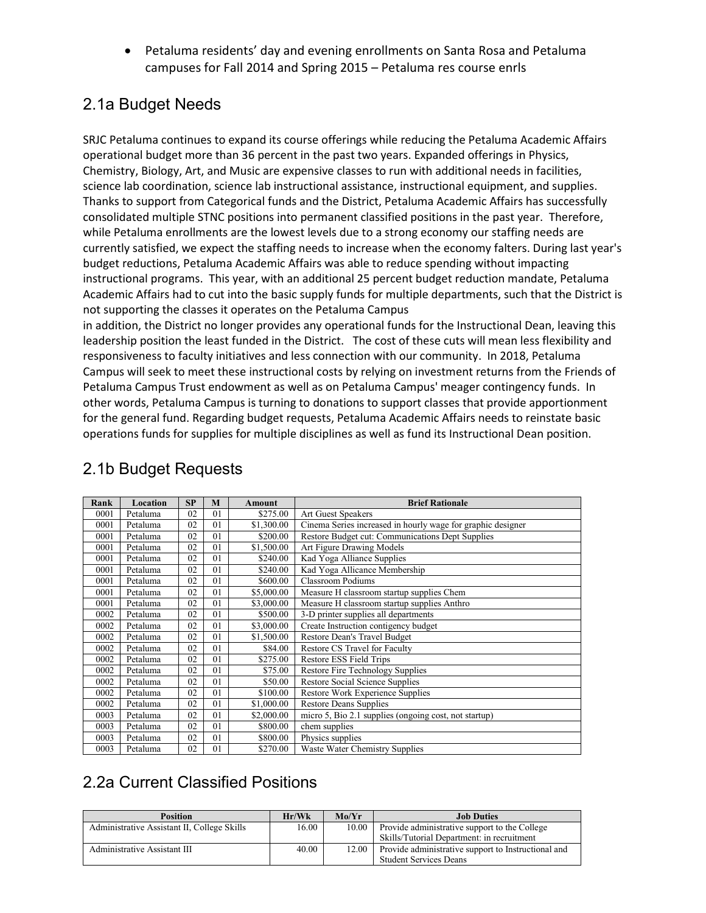- Petaluma residents' day and evening enrollments on Santa Rosa and Petaluma campuses for Fall 2014 and Spring 2015 – Petaluma res course enrls

## 2.1a Budget Needs

SRJC Petaluma continues to expand its course offerings while reducing the Petaluma Academic Affairs operational budget more than 36 percent in the past two years. Expanded offerings in Physics, Chemistry, Biology, Art, and Music are expensive classes to run with additional needs in facilities, science lab coordination, science lab instructional assistance, instructional equipment, and supplies. Thanks to support from Categorical funds and the District, Petaluma Academic Affairs has successfully consolidated multiple STNC positions into permanent classified positions in the past year. Therefore, while Petaluma enrollments are the lowest levels due to a strong economy our staffing needs are currently satisfied, we expect the staffing needs to increase when the economy falters. During last year's budget reductions, Petaluma Academic Affairs was able to reduce spending without impacting instructional programs. This year, with an additional 25 percent budget reduction mandate, Petaluma Academic Affairs had to cut into the basic supply funds for multiple departments, such that the District is not supporting the classes it operates on the Petaluma Campus
in addition, the District no longer provides any operational funds for the Instructional Dean, leaving this leadership position the least funded in the District. The cost of these cuts will mean less flexibility and responsiveness to faculty initiatives and less connection with our community. In 2018, Petaluma Campus will seek to meet these instructional costs by relying on investment returns from the Friends of Petaluma Campus Trust endowment as well as on Petaluma Campus' meager contingency funds. In other words, Petaluma Campus is turning to donations to support classes that provide apportionment for the general fund. Regarding budget requests, Petaluma Academic Affairs needs to reinstate basic operations funds for supplies for multiple disciplines as well as fund its Instructional Dean position.

## 2.1b Budget Requests

| Rank | Location | SP | M | Amount | Brief Rationale |
|---|---|---|---|---|---|
| 0001 | Petaluma | 02 | 01 | $275.00 | Art Guest Speakers |
| 0001 | Petaluma | 02 | 01 | $1,300.00 | Cinema Series increased in hourly wage for graphic designer |
| 0001 | Petaluma | 02 | 01 | $200.00 | Restore Budget cut: Communications Dept Supplies |
| 0001 | Petaluma | 02 | 01 | $1,500.00 | Art Figure Drawing Models |
| 0001 | Petaluma | 02 | 01 | $240.00 | Kad Yoga Alliance Supplies |
| 0001 | Petaluma | 02 | 01 | $240.00 | Kad Yoga Allicance Membership |
| 0001 | Petaluma | 02 | 01 | $600.00 | Classroom Podiums |
| 0001 | Petaluma | 02 | 01 | $5,000.00 | Measure H classroom startup supplies Chem |
| 0001 | Petaluma | 02 | 01 | $3,000.00 | Measure H classroom startup supplies Anthro |
| 0002 | Petaluma | 02 | 01 | $500.00 | 3-D printer supplies all departments |
| 0002 | Petaluma | 02 | 01 | $3,000.00 | Create Instruction contigency budget |
| 0002 | Petaluma | 02 | 01 | $1,500.00 | Restore Dean's Travel Budget |
| 0002 | Petaluma | 02 | 01 | $84.00 | Restore CS Travel for Faculty |
| 0002 | Petaluma | 02 | 01 | $275.00 | Restore ESS Field Trips |
| 0002 | Petaluma | 02 | 01 | $75.00 | Restore Fire Technology Supplies |
| 0002 | Petaluma | 02 | 01 | $50.00 | Restore Social Science Supplies |
| 0002 | Petaluma | 02 | 01 | $100.00 | Restore Work Experience Supplies |
| 0002 | Petaluma | 02 | 01 | $1,000.00 | Restore Deans Supplies |
| 0003 | Petaluma | 02 | 01 | $2,000.00 | micro 5, Bio 2.1 supplies (ongoing cost, not startup) |
| 0003 | Petaluma | 02 | 01 | $800.00 | chem supplies |
| 0003 | Petaluma | 02 | 01 | $800.00 | Physics supplies |
| 0003 | Petaluma | 02 | 01 | $270.00 | Waste Water Chemistry Supplies |

## 2.2a Current Classified Positions

| Position | Hr/Wk | Mo/Yr | Job Duties |
|---|---|---|---|
| Administrative Assistant II, College Skills | 16.00 | 10.00 | Provide administrative support to the College Skills/Tutorial Department: in recruitment |
| Administrative Assistant III | 40.00 | 12.00 | Provide administrative support to Instructional and Student Services Deans |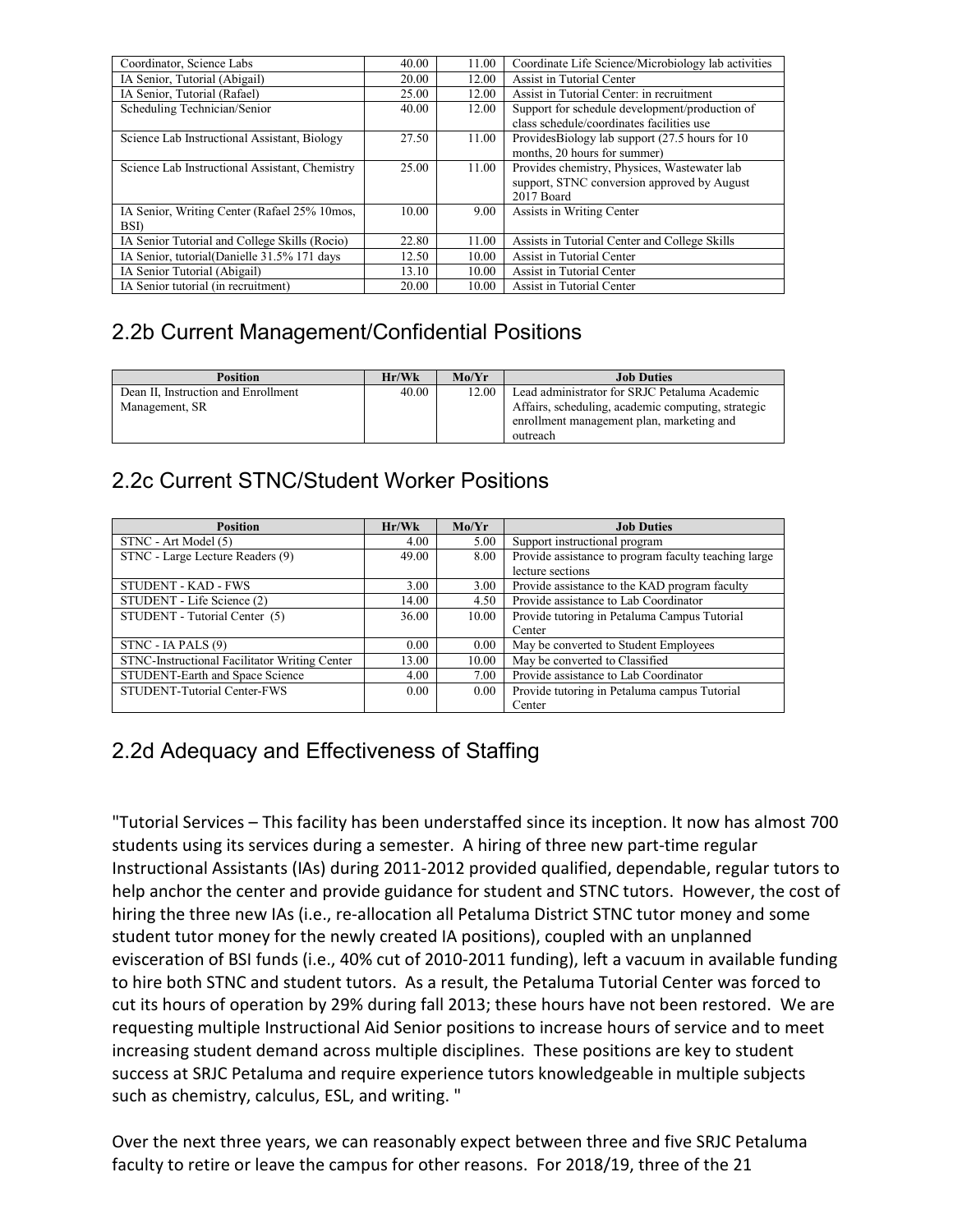| Coordinator, Science Labs | 40.00 | 11.00 | Coordinate Life Science/Microbiology lab activities |
|---|---|---|---|
| IA Senior, Tutorial (Abigail) | 20.00 | 12.00 | Assist in Tutorial Center |
| IA Senior, Tutorial (Rafael) | 25.00 | 12.00 | Assist in Tutorial Center: in recruitment |
| Scheduling Technician/Senior | 40.00 | 12.00 | Support for schedule development/production of class schedule/coordinates facilities use |
| Science Lab Instructional Assistant, Biology | 27.50 | 11.00 | ProvidesBiology lab support (27.5 hours for 10 months, 20 hours for summer) |
| Science Lab Instructional Assistant, Chemistry | 25.00 | 11.00 | Provides chemistry, Physices, Wastewater lab support, STNC conversion approved by August 2017 Board |
| IA Senior, Writing Center (Rafael 25% 10mos, BSI) | 10.00 | 9.00 | Assists in Writing Center |
| IA Senior Tutorial and College Skills (Rocio) | 22.80 | 11.00 | Assists in Tutorial Center and College Skills |
| IA Senior, tutorial(Danielle 31.5% 171 days | 12.50 | 10.00 | Assist in Tutorial Center |
| IA Senior Tutorial (Abigail) | 13.10 | 10.00 | Assist in Tutorial Center |
| IA Senior tutorial (in recruitment) | 20.00 | 10.00 | Assist in Tutorial Center |

## 2.2b Current Management/Confidential Positions

| Position | Hr/Wk | Mo/Yr | Job Duties |
|---|---|---|---|
| Dean II, Instruction and Enrollment Management, SR | 40.00 | 12.00 | Lead administrator for SRJC Petaluma Academic Affairs, scheduling, academic computing, strategic enrollment management plan, marketing and outreach |

## 2.2c Current STNC/Student Worker Positions

| Position | Hr/Wk | Mo/Yr | Job Duties |
|---|---|---|---|
| STNC - Art Model (5) | 4.00 | 5.00 | Support instructional program |
| STNC - Large Lecture Readers (9) | 49.00 | 8.00 | Provide assistance to program faculty teaching large lecture sections |
| STUDENT - KAD - FWS | 3.00 | 3.00 | Provide assistance to the KAD program faculty |
| STUDENT - Life Science (2) | 14.00 | 4.50 | Provide assistance to Lab Coordinator |
| STUDENT - Tutorial Center (5) | 36.00 | 10.00 | Provide tutoring in Petaluma Campus Tutorial Center |
| STNC - IA PALS (9) | 0.00 | 0.00 | May be converted to Student Employees |
| STNC-Instructional Facilitator Writing Center | 13.00 | 10.00 | May be converted to Classified |
| STUDENT-Earth and Space Science | 4.00 | 7.00 | Provide assistance to Lab Coordinator |
| STUDENT-Tutorial Center-FWS | 0.00 | 0.00 | Provide tutoring in Petaluma campus Tutorial Center |

## 2.2d Adequacy and Effectiveness of Staffing

"Tutorial Services – This facility has been understaffed since its inception. It now has almost 700 students using its services during a semester. A hiring of three new part-time regular Instructional Assistants (IAs) during 2011-2012 provided qualified, dependable, regular tutors to help anchor the center and provide guidance for student and STNC tutors. However, the cost of hiring the three new IAs (i.e., re-allocation all Petaluma District STNC tutor money and some student tutor money for the newly created IA positions), coupled with an unplanned evisceration of BSI funds (i.e., 40% cut of 2010-2011 funding), left a vacuum in available funding to hire both STNC and student tutors. As a result, the Petaluma Tutorial Center was forced to cut its hours of operation by 29% during fall 2013; these hours have not been restored. We are requesting multiple Instructional Aid Senior positions to increase hours of service and to meet increasing student demand across multiple disciplines. These positions are key to student success at SRJC Petaluma and require experience tutors knowledgeable in multiple subjects such as chemistry, calculus, ESL, and writing. "

Over the next three years, we can reasonably expect between three and five SRJC Petaluma faculty to retire or leave the campus for other reasons. For 2018/19, three of the 21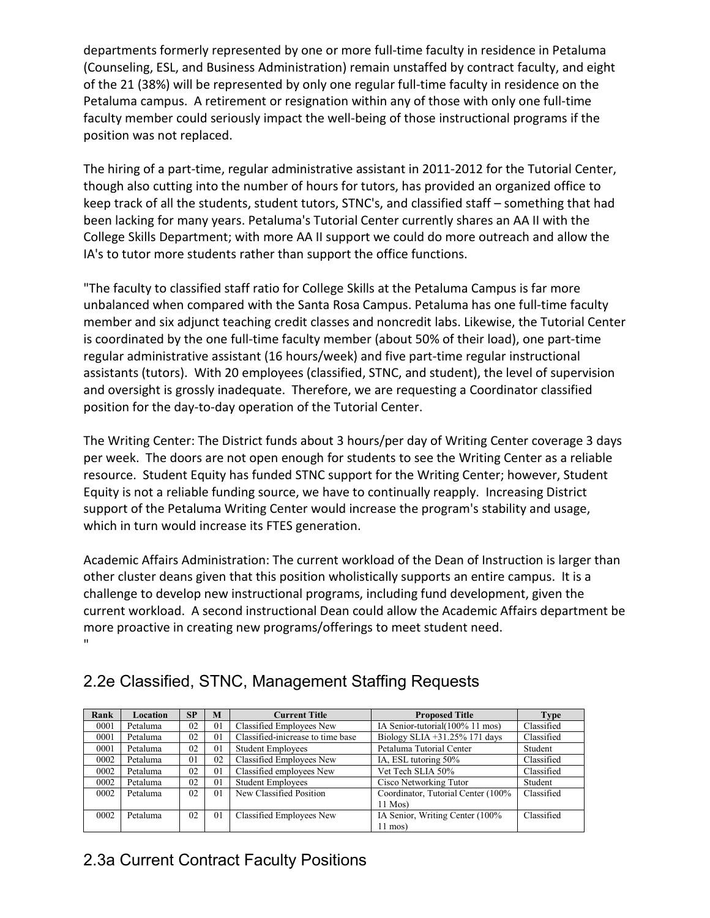departments formerly represented by one or more full-time faculty in residence in Petaluma (Counseling, ESL, and Business Administration) remain unstaffed by contract faculty, and eight of the 21 (38%) will be represented by only one regular full-time faculty in residence on the Petaluma campus. A retirement or resignation within any of those with only one full-time faculty member could seriously impact the well-being of those instructional programs if the position was not replaced.

The hiring of a part-time, regular administrative assistant in 2011-2012 for the Tutorial Center, though also cutting into the number of hours for tutors, has provided an organized office to keep track of all the students, student tutors, STNC's, and classified staff – something that had been lacking for many years. Petaluma's Tutorial Center currently shares an AA II with the College Skills Department; with more AA II support we could do more outreach and allow the IA's to tutor more students rather than support the office functions.

"The faculty to classified staff ratio for College Skills at the Petaluma Campus is far more unbalanced when compared with the Santa Rosa Campus. Petaluma has one full-time faculty member and six adjunct teaching credit classes and noncredit labs. Likewise, the Tutorial Center is coordinated by the one full-time faculty member (about 50% of their load), one part-time regular administrative assistant (16 hours/week) and five part-time regular instructional assistants (tutors). With 20 employees (classified, STNC, and student), the level of supervision and oversight is grossly inadequate. Therefore, we are requesting a Coordinator classified position for the day-to-day operation of the Tutorial Center.

The Writing Center: The District funds about 3 hours/per day of Writing Center coverage 3 days per week. The doors are not open enough for students to see the Writing Center as a reliable resource. Student Equity has funded STNC support for the Writing Center; however, Student Equity is not a reliable funding source, we have to continually reapply. Increasing District support of the Petaluma Writing Center would increase the program's stability and usage, which in turn would increase its FTES generation.

Academic Affairs Administration: The current workload of the Dean of Instruction is larger than other cluster deans given that this position wholistically supports an entire campus. It is a challenge to develop new instructional programs, including fund development, given the current workload. A second instructional Dean could allow the Academic Affairs department be more proactive in creating new programs/offerings to meet student need.
"

## 2.2e Classified, STNC, Management Staffing Requests

| Rank | Location | SP | M | Current Title | Proposed Title | Type |
|---|---|---|---|---|---|---|
| 0001 | Petaluma | 02 | 01 | Classified Employees New | IA Senior-tutorial(100% 11 mos) | Classified |
| 0001 | Petaluma | 02 | 01 | Classified-increase to time base | Biology SLIA +31.25% 171 days | Classified |
| 0001 | Petaluma | 02 | 01 | Student Employees | Petaluma Tutorial Center | Student |
| 0002 | Petaluma | 01 | 02 | Classified Employees New | IA, ESL tutoring 50% | Classified |
| 0002 | Petaluma | 02 | 01 | Classified employees New | Vet Tech SLIA 50% | Classified |
| 0002 | Petaluma | 02 | 01 | Student Employees | Cisco Networking Tutor | Student |
| 0002 | Petaluma | 02 | 01 | New Classified Position | Coordinator, Tutorial Center (100% 11 Mos) | Classified |
| 0002 | Petaluma | 02 | 01 | Classified Employees New | IA Senior, Writing Center (100% 11 mos) | Classified |

## 2.3a Current Contract Faculty Positions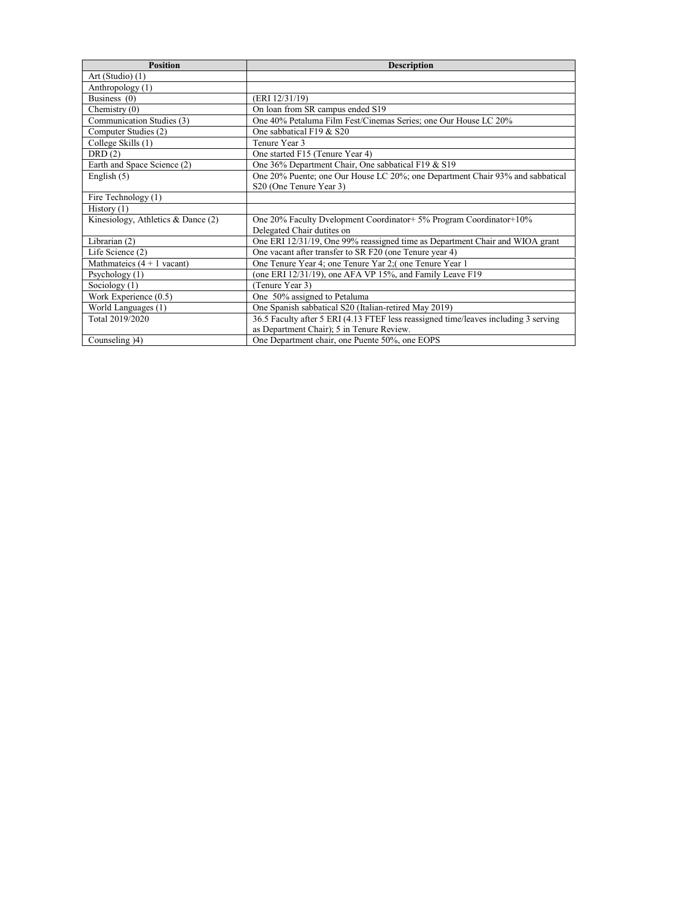| Position | Description |
|---|---|
| Art (Studio) (1) | |
| Anthropology (1) | |
| Business (0) | (ERI 12/31/19) |
| Chemistry (0) | On loan from SR campus ended S19 |
| Communication Studies (3) | One 40% Petaluma Film Fest/Cinemas Series; one Our House LC 20% |
| Computer Studies (2) | One sabbatical F19 & S20 |
| College Skills (1) | Tenure Year 3 |
| DRD (2) | One started F15 (Tenure Year 4) |
| Earth and Space Science (2) | One 36% Department Chair, One sabbatical F19 & S19 |
| English (5) | One 20% Puente; one Our House LC 20%; one Department Chair 93% and sabbatical S20 (One Tenure Year 3) |
| Fire Technology (1) | |
| History (1) | |
| Kinesiology, Athletics & Dance (2) | One 20% Faculty Dvelopment Coordinator+ 5% Program Coordinator+10% Delegated Chair dutites on |
| Librarian (2) | One ERI 12/31/19, One 99% reassigned time as Department Chair and WIOA grant |
| Life Science (2) | One vacant after transfer to SR F20 (one Tenure year 4) |
| Mathmateics (4 + 1 vacant) | One Tenure Year 4; one Tenure Yar 2;( one Tenure Year 1 |
| Psychology (1) | (one ERI 12/31/19), one AFA VP 15%, and Family Leave F19 |
| Sociology (1) | (Tenure Year 3) |
| Work Experience (0.5) | One 50% assigned to Petaluma |
| World Languages (1) | One Spanish sabbatical S20 (Italian-retired May 2019) |
| Total 2019/2020 | 36.5 Faculty after 5 ERI (4.13 FTEF less reassigned time/leaves including 3 serving as Department Chair); 5 in Tenure Review. |
| Counseling )4) | One Department chair, one Puente 50%, one EOPS |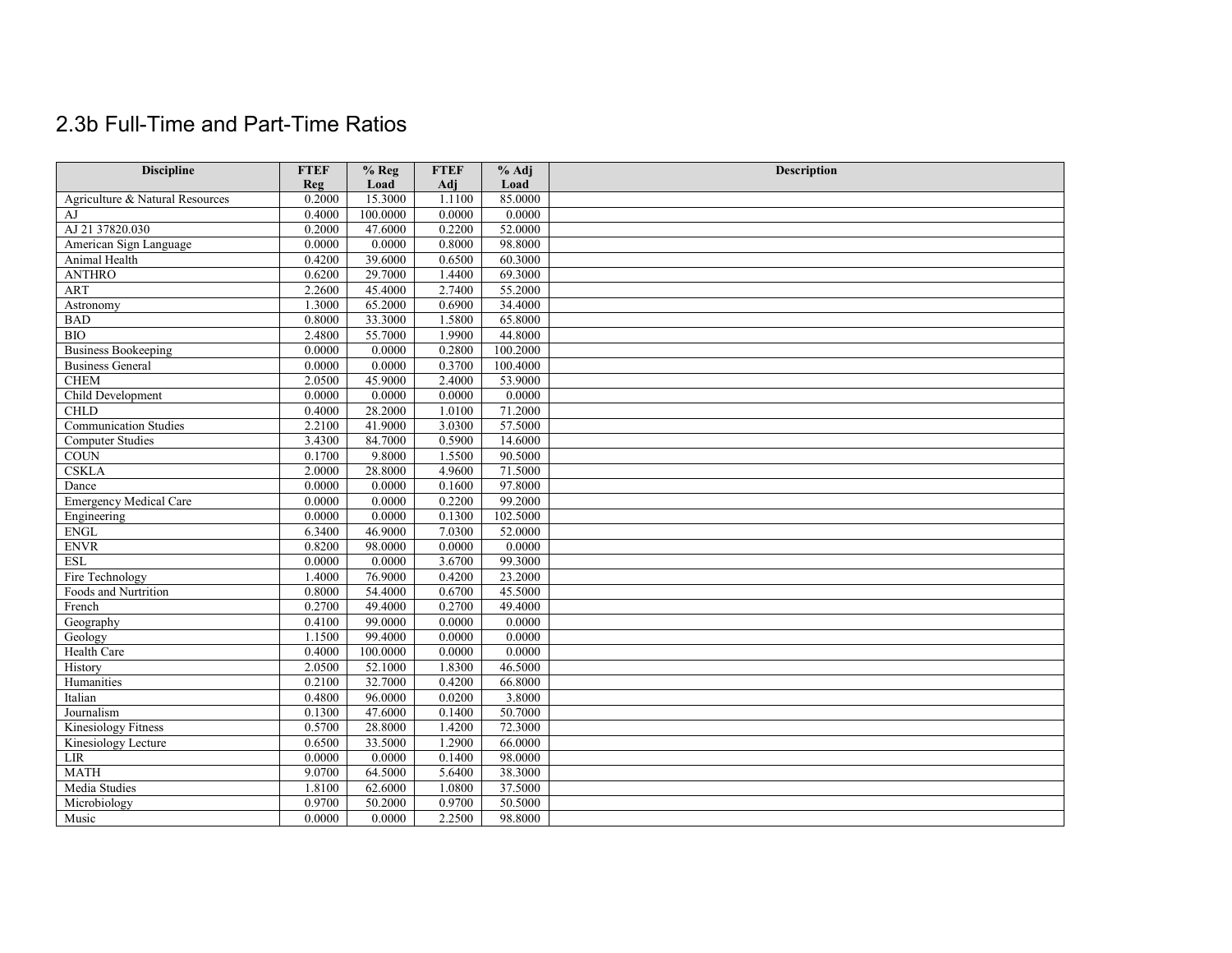## 2.3b Full-Time and Part-Time Ratios

| Discipline | FTEF Reg | % Reg Load | FTEF Adj | % Adj Load | Description |
|---|---|---|---|---|---|
| Agriculture & Natural Resources | 0.2000 | 15.3000 | 1.1100 | 85.0000 | |
| AJ | 0.4000 | 100.0000 | 0.0000 | 0.0000 | |
| AJ 21 37820.030 | 0.2000 | 47.6000 | 0.2200 | 52.0000 | |
| American Sign Language | 0.0000 | 0.0000 | 0.8000 | 98.8000 | |
| Animal Health | 0.4200 | 39.6000 | 0.6500 | 60.3000 | |
| ANTHRO | 0.6200 | 29.7000 | 1.4400 | 69.3000 | |
| ART | 2.2600 | 45.4000 | 2.7400 | 55.2000 | |
| Astronomy | 1.3000 | 65.2000 | 0.6900 | 34.4000 | |
| BAD | 0.8000 | 33.3000 | 1.5800 | 65.8000 | |
| BIO | 2.4800 | 55.7000 | 1.9900 | 44.8000 | |
| Business Bookkeeping | 0.0000 | 0.0000 | 0.2800 | 100.2000 | |
| Business General | 0.0000 | 0.0000 | 0.3700 | 100.4000 | |
| CHEM | 2.0500 | 45.9000 | 2.4000 | 53.9000 | |
| Child Development | 0.0000 | 0.0000 | 0.0000 | 0.0000 | |
| CHLD | 0.4000 | 28.2000 | 1.0100 | 71.2000 | |
| Communication Studies | 2.2100 | 41.9000 | 3.0300 | 57.5000 | |
| Computer Studies | 3.4300 | 84.7000 | 0.5900 | 14.6000 | |
| COUN | 0.1700 | 9.8000 | 1.5500 | 90.5000 | |
| CSKLA | 2.0000 | 28.8000 | 4.9600 | 71.5000 | |
| Dance | 0.0000 | 0.0000 | 0.1600 | 97.8000 | |
| Emergency Medical Care | 0.0000 | 0.0000 | 0.2200 | 99.2000 | |
| Engineering | 0.0000 | 0.0000 | 0.1300 | 102.5000 | |
| ENGL | 6.3400 | 46.9000 | 7.0300 | 52.0000 | |
| ENVR | 0.8200 | 98.0000 | 0.0000 | 0.0000 | |
| ESL | 0.0000 | 0.0000 | 3.6700 | 99.3000 | |
| Fire Technology | 1.4000 | 76.9000 | 0.4200 | 23.2000 | |
| Foods and Nurtrition | 0.8000 | 54.4000 | 0.6700 | 45.5000 | |
| French | 0.2700 | 49.4000 | 0.2700 | 49.4000 | |
| Geography | 0.4100 | 99.0000 | 0.0000 | 0.0000 | |
| Geology | 1.1500 | 99.4000 | 0.0000 | 0.0000 | |
| Health Care | 0.4000 | 100.0000 | 0.0000 | 0.0000 | |
| History | 2.0500 | 52.1000 | 1.8300 | 46.5000 | |
| Humanities | 0.2100 | 32.7000 | 0.4200 | 66.8000 | |
| Italian | 0.4800 | 96.0000 | 0.0200 | 3.8000 | |
| Journalism | 0.1300 | 47.6000 | 0.1400 | 50.7000 | |
| Kinesiology Fitness | 0.5700 | 28.8000 | 1.4200 | 72.3000 | |
| Kinesiology Lecture | 0.6500 | 33.5000 | 1.2900 | 66.0000 | |
| LIR | 0.0000 | 0.0000 | 0.1400 | 98.0000 | |
| MATH | 9.0700 | 64.5000 | 5.6400 | 38.3000 | |
| Media Studies | 1.8100 | 62.6000 | 1.0800 | 37.5000 | |
| Microbiology | 0.9700 | 50.2000 | 0.9700 | 50.5000 | |
| Music | 0.0000 | 0.0000 | 2.2500 | 98.8000 | |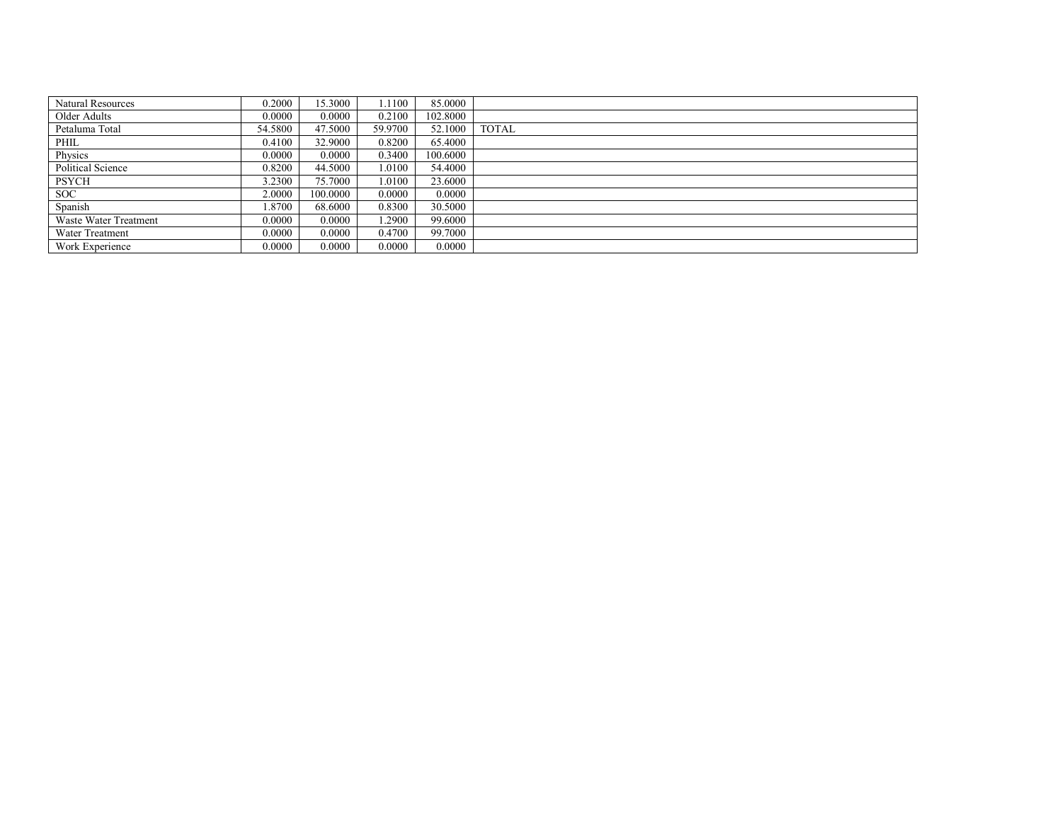| | | | | | |
|---|---|---|---|---|---|
| Natural Resources | 0.2000 | 15.3000 | 1.1100 | 85.0000 | |
| Older Adults | 0.0000 | 0.0000 | 0.2100 | 102.8000 | |
| Petaluma Total | 54.5800 | 47.5000 | 59.9700 | 52.1000 | TOTAL |
| PHIL | 0.4100 | 32.9000 | 0.8200 | 65.4000 | |
| Physics | 0.0000 | 0.0000 | 0.3400 | 100.6000 | |
| Political Science | 0.8200 | 44.5000 | 1.0100 | 54.4000 | |
| PSYCH | 3.2300 | 75.7000 | 1.0100 | 23.6000 | |
| SOC | 2.0000 | 100.0000 | 0.0000 | 0.0000 | |
| Spanish | 1.8700 | 68.6000 | 0.8300 | 30.5000 | |
| Waste Water Treatment | 0.0000 | 0.0000 | 1.2900 | 99.6000 | |
| Water Treatment | 0.0000 | 0.0000 | 0.4700 | 99.7000 | |
| Work Experience | 0.0000 | 0.0000 | 0.0000 | 0.0000 | |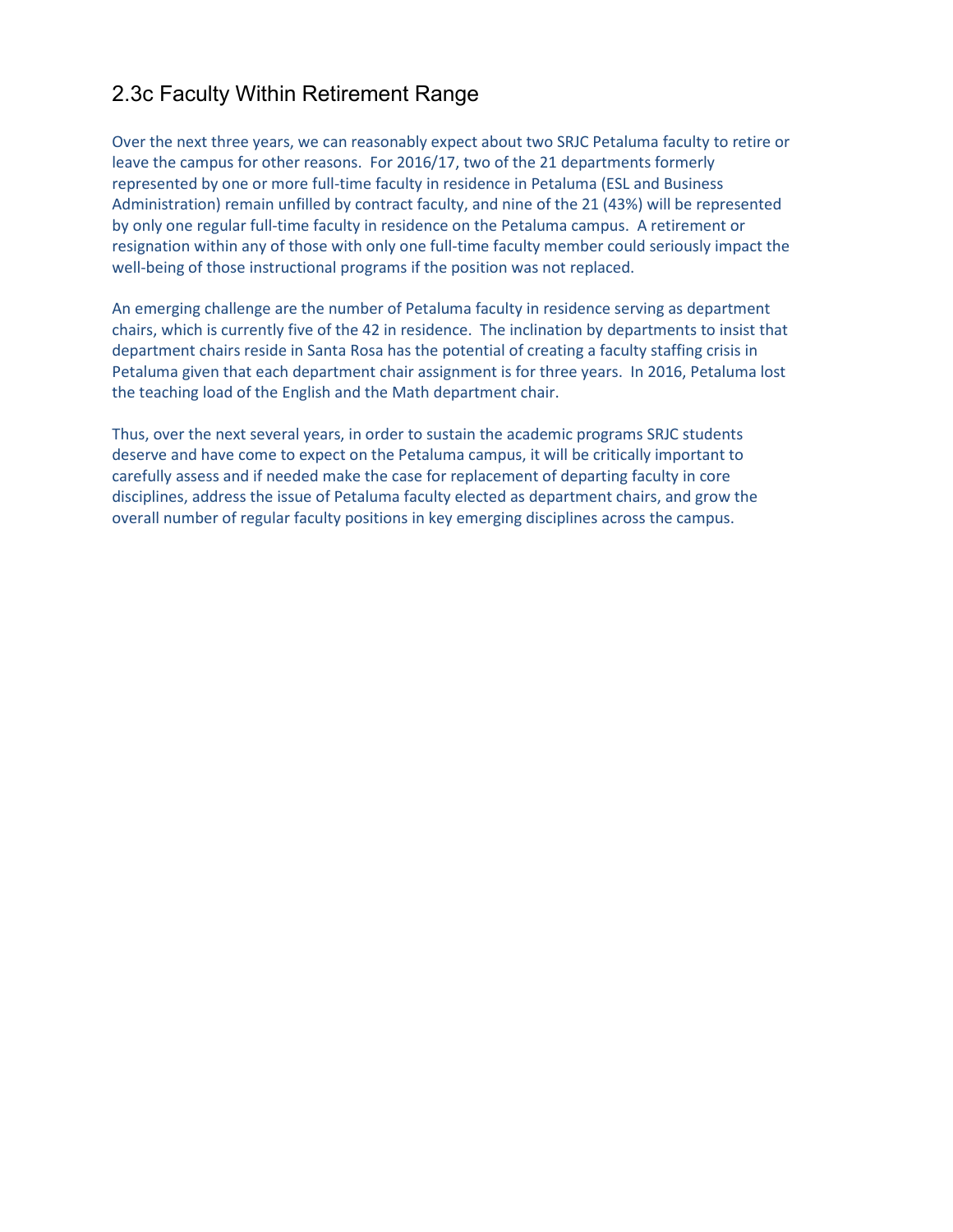## 2.3c Faculty Within Retirement Range

Over the next three years, we can reasonably expect about two SRJC Petaluma faculty to retire or leave the campus for other reasons. For 2016/17, two of the 21 departments formerly represented by one or more full-time faculty in residence in Petaluma (ESL and Business Administration) remain unfilled by contract faculty, and nine of the 21 (43%) will be represented by only one regular full-time faculty in residence on the Petaluma campus. A retirement or resignation within any of those with only one full-time faculty member could seriously impact the well-being of those instructional programs if the position was not replaced.

An emerging challenge are the number of Petaluma faculty in residence serving as department chairs, which is currently five of the 42 in residence. The inclination by departments to insist that department chairs reside in Santa Rosa has the potential of creating a faculty staffing crisis in Petaluma given that each department chair assignment is for three years. In 2016, Petaluma lost the teaching load of the English and the Math department chair.

Thus, over the next several years, in order to sustain the academic programs SRJC students deserve and have come to expect on the Petaluma campus, it will be critically important to carefully assess and if needed make the case for replacement of departing faculty in core disciplines, address the issue of Petaluma faculty elected as department chairs, and grow the overall number of regular faculty positions in key emerging disciplines across the campus.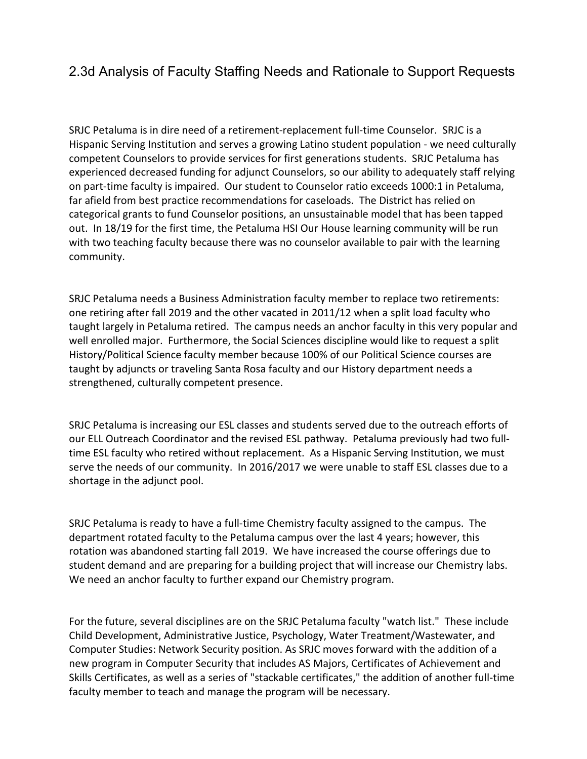## 2.3d Analysis of Faculty Staffing Needs and Rationale to Support Requests

SRJC Petaluma is in dire need of a retirement-replacement full-time Counselor. SRJC is a Hispanic Serving Institution and serves a growing Latino student population - we need culturally competent Counselors to provide services for first generations students. SRJC Petaluma has experienced decreased funding for adjunct Counselors, so our ability to adequately staff relying on part-time faculty is impaired. Our student to Counselor ratio exceeds 1000:1 in Petaluma, far afield from best practice recommendations for caseloads. The District has relied on categorical grants to fund Counselor positions, an unsustainable model that has been tapped out. In 18/19 for the first time, the Petaluma HSI Our House learning community will be run with two teaching faculty because there was no counselor available to pair with the learning community.

SRJC Petaluma needs a Business Administration faculty member to replace two retirements: one retiring after fall 2019 and the other vacated in 2011/12 when a split load faculty who taught largely in Petaluma retired. The campus needs an anchor faculty in this very popular and well enrolled major. Furthermore, the Social Sciences discipline would like to request a split History/Political Science faculty member because 100% of our Political Science courses are taught by adjuncts or traveling Santa Rosa faculty and our History department needs a strengthened, culturally competent presence.

SRJC Petaluma is increasing our ESL classes and students served due to the outreach efforts of our ELL Outreach Coordinator and the revised ESL pathway. Petaluma previously had two full-time ESL faculty who retired without replacement. As a Hispanic Serving Institution, we must serve the needs of our community. In 2016/2017 we were unable to staff ESL classes due to a shortage in the adjunct pool.

SRJC Petaluma is ready to have a full-time Chemistry faculty assigned to the campus. The department rotated faculty to the Petaluma campus over the last 4 years; however, this rotation was abandoned starting fall 2019. We have increased the course offerings due to student demand and are preparing for a building project that will increase our Chemistry labs. We need an anchor faculty to further expand our Chemistry program.

For the future, several disciplines are on the SRJC Petaluma faculty "watch list." These include Child Development, Administrative Justice, Psychology, Water Treatment/Wastewater, and Computer Studies: Network Security position. As SRJC moves forward with the addition of a new program in Computer Security that includes AS Majors, Certificates of Achievement and Skills Certificates, as well as a series of "stackable certificates," the addition of another full-time faculty member to teach and manage the program will be necessary.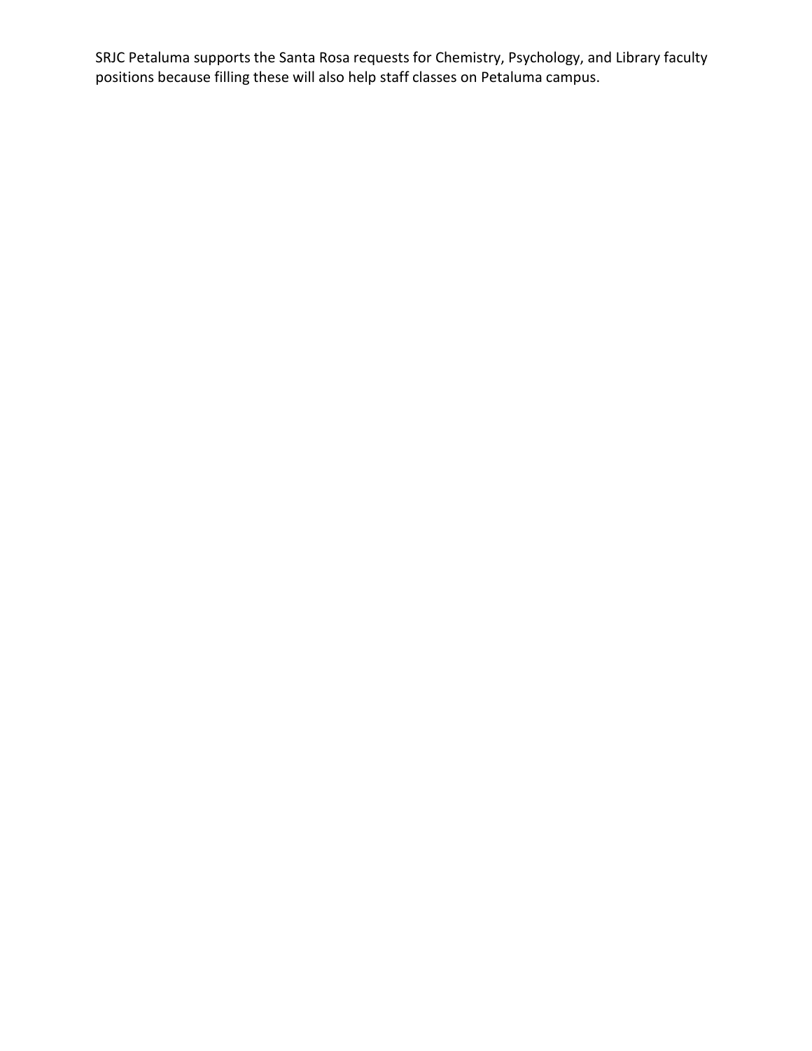SRJC Petaluma supports the Santa Rosa requests for Chemistry, Psychology, and Library faculty positions because filling these will also help staff classes on Petaluma campus.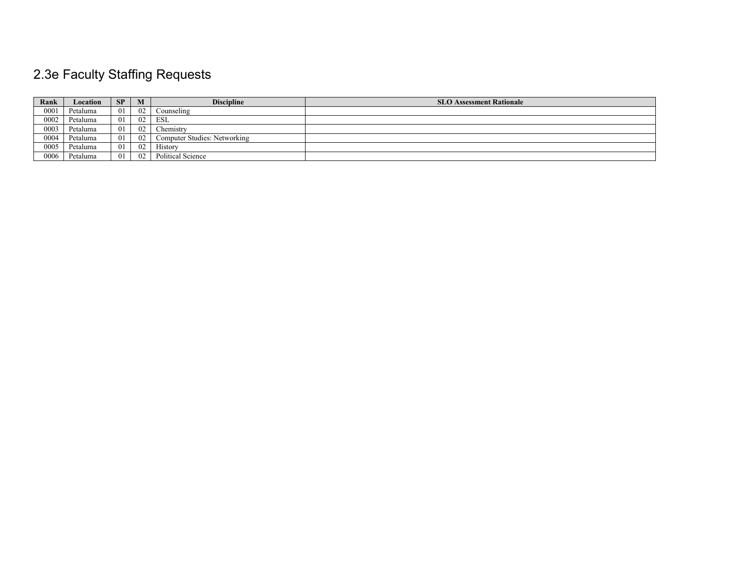# 2.3e Faculty Staffing Requests

| Rank | Location | SP | M | Discipline | SLO Assessment Rationale |
|---|---|---|---|---|---|
| 0001 | Petaluma | 01 | 02 | Counseling | |
| 0002 | Petaluma | 01 | 02 | ESL | |
| 0003 | Petaluma | 01 | 02 | Chemistry | |
| 0004 | Petaluma | 01 | 02 | Computer Studies: Networking | |
| 0005 | Petaluma | 01 | 02 | History | |
| 0006 | Petaluma | 01 | 02 | Political Science | |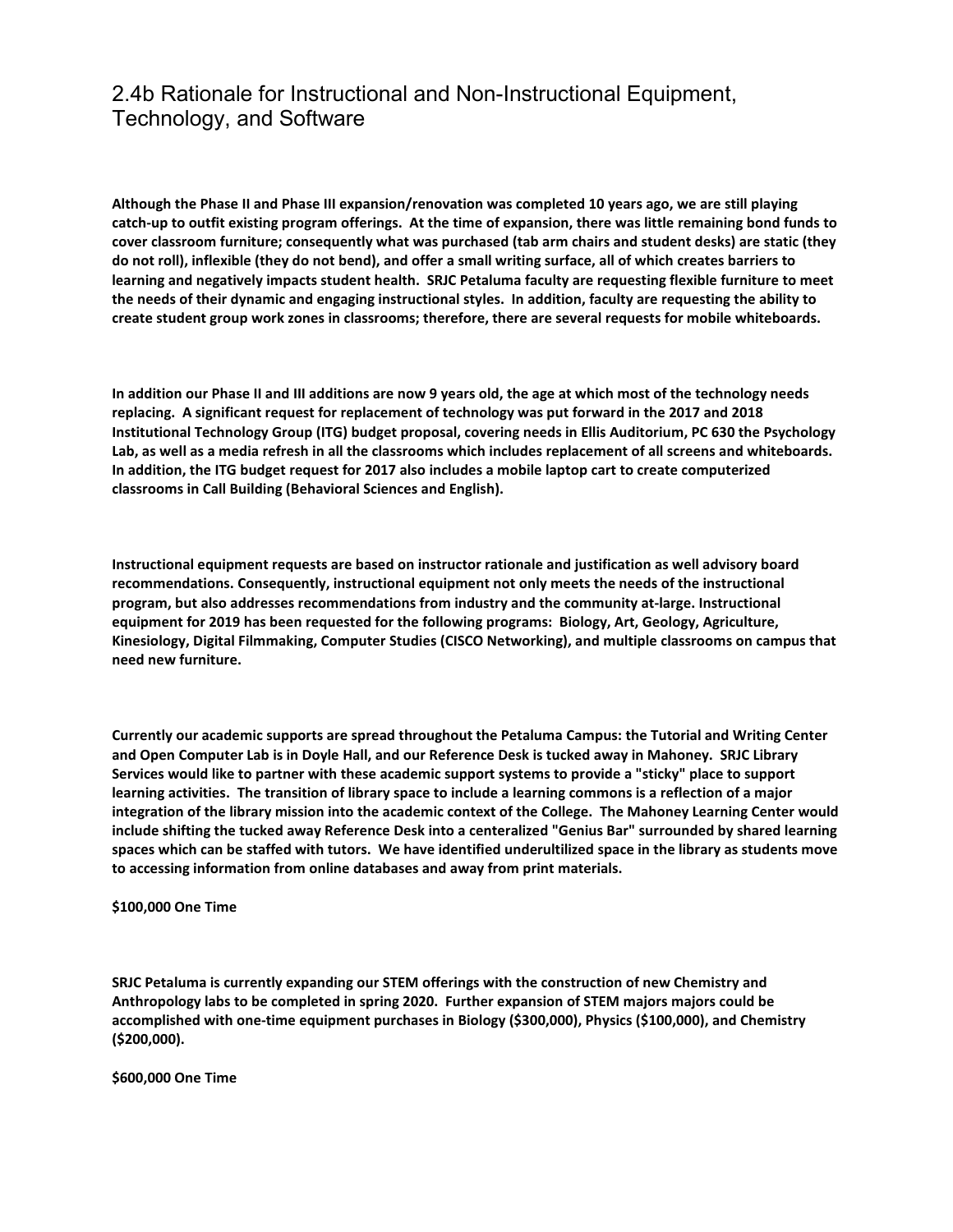# 2.4b Rationale for Instructional and Non-Instructional Equipment, Technology, and Software

**Although the Phase II and Phase III expansion/renovation was completed 10 years ago, we are still playing catch-up to outfit existing program offerings. At the time of expansion, there was little remaining bond funds to cover classroom furniture; consequently what was purchased (tab arm chairs and student desks) are static (they do not roll), inflexible (they do not bend), and offer a small writing surface, all of which creates barriers to learning and negatively impacts student health. SRJC Petaluma faculty are requesting flexible furniture to meet the needs of their dynamic and engaging instructional styles. In addition, faculty are requesting the ability to create student group work zones in classrooms; therefore, there are several requests for mobile whiteboards.**

**In addition our Phase II and III additions are now 9 years old, the age at which most of the technology needs replacing. A significant request for replacement of technology was put forward in the 2017 and 2018 Institutional Technology Group (ITG) budget proposal, covering needs in Ellis Auditorium, PC 630 the Psychology Lab, as well as a media refresh in all the classrooms which includes replacement of all screens and whiteboards. In addition, the ITG budget request for 2017 also includes a mobile laptop cart to create computerized classrooms in Call Building (Behavioral Sciences and English).**

**Instructional equipment requests are based on instructor rationale and justification as well advisory board recommendations. Consequently, instructional equipment not only meets the needs of the instructional program, but also addresses recommendations from industry and the community at-large. Instructional equipment for 2019 has been requested for the following programs: Biology, Art, Geology, Agriculture, Kinesiology, Digital Filmmaking, Computer Studies (CISCO Networking), and multiple classrooms on campus that need new furniture.**

**Currently our academic supports are spread throughout the Petaluma Campus: the Tutorial and Writing Center and Open Computer Lab is in Doyle Hall, and our Reference Desk is tucked away in Mahoney. SRJC Library Services would like to partner with these academic support systems to provide a "sticky" place to support learning activities. The transition of library space to include a learning commons is a reflection of a major integration of the library mission into the academic context of the College. The Mahoney Learning Center would include shifting the tucked away Reference Desk into a centeralized "Genius Bar" surrounded by shared learning spaces which can be staffed with tutors. We have identified underultilized space in the library as students move to accessing information from online databases and away from print materials.**

**$100,000 One Time**

**SRJC Petaluma is currently expanding our STEM offerings with the construction of new Chemistry and Anthropology labs to be completed in spring 2020. Further expansion of STEM majors majors could be accomplished with one-time equipment purchases in Biology ($300,000), Physics ($100,000), and Chemistry ($200,000).**

**$600,000 One Time**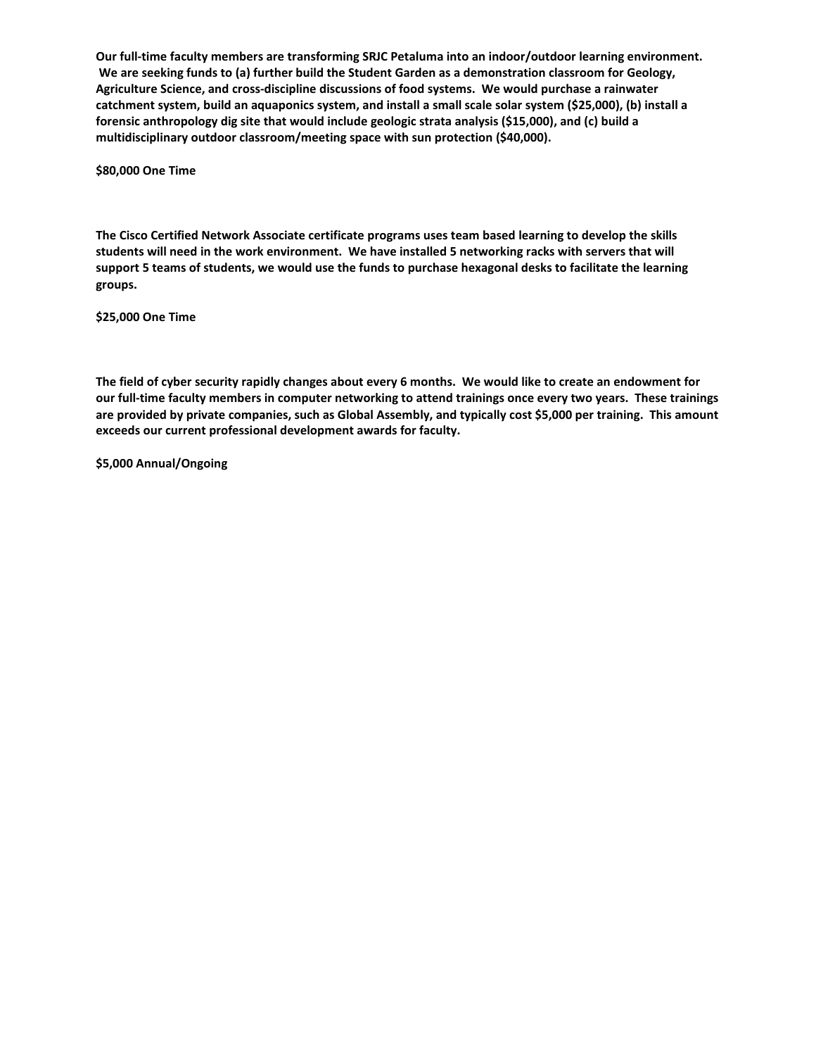**Our full-time faculty members are transforming SRJC Petaluma into an indoor/outdoor learning environment. We are seeking funds to (a) further build the Student Garden as a demonstration classroom for Geology, Agriculture Science, and cross-discipline discussions of food systems. We would purchase a rainwater catchment system, build an aquaponics system, and install a small scale solar system ($25,000), (b) install a forensic anthropology dig site that would include geologic strata analysis ($15,000), and (c) build a multidisciplinary outdoor classroom/meeting space with sun protection ($40,000).**

**$80,000 One Time**

**The Cisco Certified Network Associate certificate programs uses team based learning to develop the skills students will need in the work environment. We have installed 5 networking racks with servers that will support 5 teams of students, we would use the funds to purchase hexagonal desks to facilitate the learning groups.**

**$25,000 One Time**

**The field of cyber security rapidly changes about every 6 months. We would like to create an endowment for our full-time faculty members in computer networking to attend trainings once every two years. These trainings are provided by private companies, such as Global Assembly, and typically cost $5,000 per training. This amount exceeds our current professional development awards for faculty.**

**$5,000 Annual/Ongoing**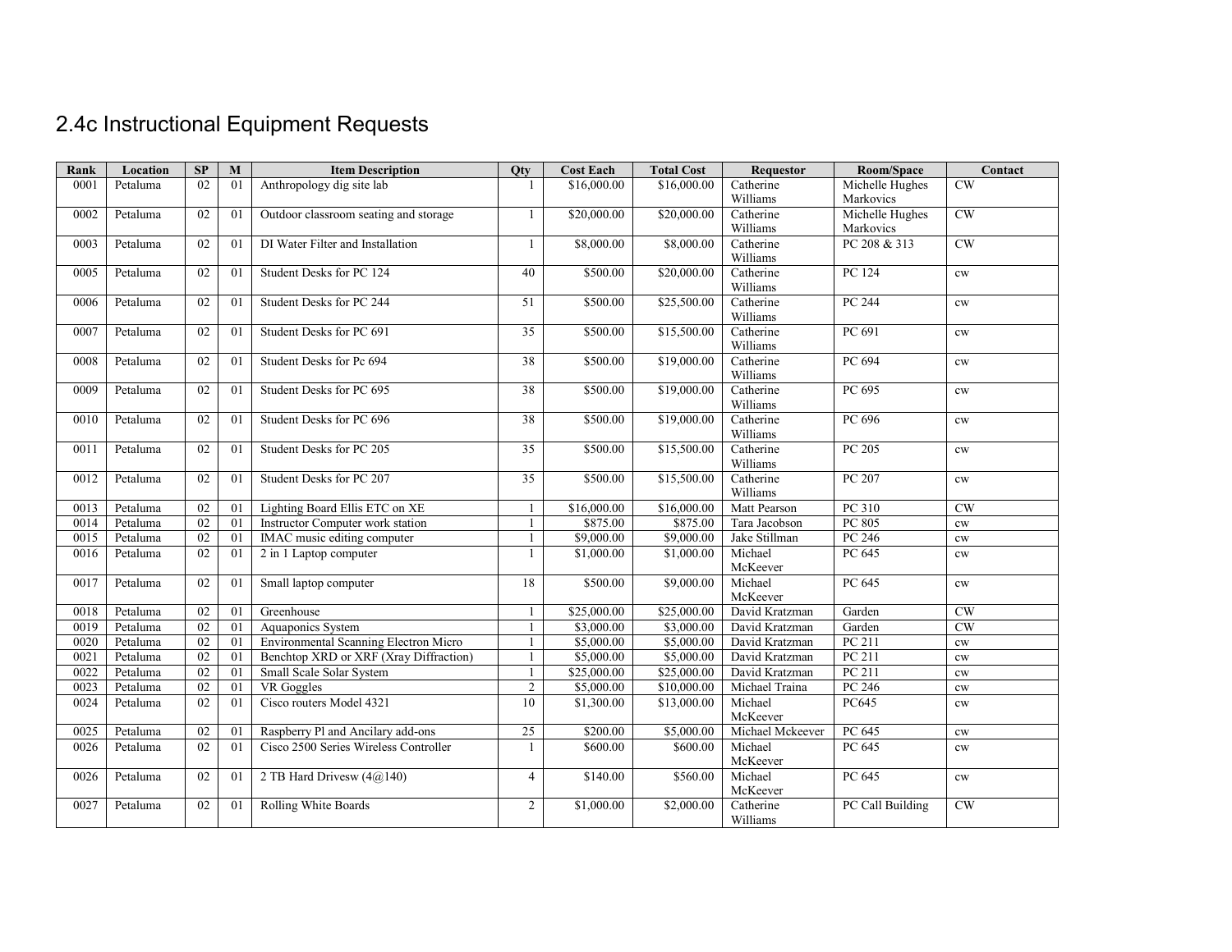## 2.4c Instructional Equipment Requests

| Rank | Location | SP | M | Item Description | Qty | Cost Each | Total Cost | Requestor | Room/Space | Contact |
|---|---|---|---|---|---|---|---|---|---|---|
| 0001 | Petaluma | 02 | 01 | Anthropology dig site lab | 1 | $16,000.00 | $16,000.00 | Catherine Williams | Michelle Hughes Markovics | CW |
| 0002 | Petaluma | 02 | 01 | Outdoor classroom seating and storage | 1 | $20,000.00 | $20,000.00 | Catherine Williams | Michelle Hughes Markovics | CW |
| 0003 | Petaluma | 02 | 01 | DI Water Filter and Installation | 1 | $8,000.00 | $8,000.00 | Catherine Williams | PC 208 & 313 | CW |
| 0005 | Petaluma | 02 | 01 | Student Desks for PC 124 | 40 | $500.00 | $20,000.00 | Catherine Williams | PC 124 | cw |
| 0006 | Petaluma | 02 | 01 | Student Desks for PC 244 | 51 | $500.00 | $25,500.00 | Catherine Williams | PC 244 | cw |
| 0007 | Petaluma | 02 | 01 | Student Desks for PC 691 | 35 | $500.00 | $15,500.00 | Catherine Williams | PC 691 | cw |
| 0008 | Petaluma | 02 | 01 | Student Desks for Pc 694 | 38 | $500.00 | $19,000.00 | Catherine Williams | PC 694 | cw |
| 0009 | Petaluma | 02 | 01 | Student Desks for PC 695 | 38 | $500.00 | $19,000.00 | Catherine Williams | PC 695 | cw |
| 0010 | Petaluma | 02 | 01 | Student Desks for PC 696 | 38 | $500.00 | $19,000.00 | Catherine Williams | PC 696 | cw |
| 0011 | Petaluma | 02 | 01 | Student Desks for PC 205 | 35 | $500.00 | $15,500.00 | Catherine Williams | PC 205 | cw |
| 0012 | Petaluma | 02 | 01 | Student Desks for PC 207 | 35 | $500.00 | $15,500.00 | Catherine Williams | PC 207 | cw |
| 0013 | Petaluma | 02 | 01 | Lighting Board Ellis ETC on XE | 1 | $16,000.00 | $16,000.00 | Matt Pearson | PC 310 | CW |
| 0014 | Petaluma | 02 | 01 | Instructor Computer work station | 1 | $875.00 | $875.00 | Tara Jacobson | PC 805 | cw |
| 0015 | Petaluma | 02 | 01 | IMAC music editing computer | 1 | $9,000.00 | $9,000.00 | Jake Stillman | PC 246 | cw |
| 0016 | Petaluma | 02 | 01 | 2 in 1 Laptop computer | 1 | $1,000.00 | $1,000.00 | Michael McKeever | PC 645 | cw |
| 0017 | Petaluma | 02 | 01 | Small laptop computer | 18 | $500.00 | $9,000.00 | Michael McKeever | PC 645 | cw |
| 0018 | Petaluma | 02 | 01 | Greenhouse | 1 | $25,000.00 | $25,000.00 | David Kratzman | Garden | CW |
| 0019 | Petaluma | 02 | 01 | Aquaponics System | 1 | $3,000.00 | $3,000.00 | David Kratzman | Garden | CW |
| 0020 | Petaluma | 02 | 01 | Environmental Scanning Electron Micro | 1 | $5,000.00 | $5,000.00 | David Kratzman | PC 211 | cw |
| 0021 | Petaluma | 02 | 01 | Benchtop XRD or XRF (Xray Diffraction) | 1 | $5,000.00 | $5,000.00 | David Kratzman | PC 211 | cw |
| 0022 | Petaluma | 02 | 01 | Small Scale Solar System | 1 | $25,000.00 | $25,000.00 | David Kratzman | PC 211 | cw |
| 0023 | Petaluma | 02 | 01 | VR Goggles | 2 | $5,000.00 | $10,000.00 | Michael Traina | PC 246 | cw |
| 0024 | Petaluma | 02 | 01 | Cisco routers Model 4321 | 10 | $1,300.00 | $13,000.00 | Michael McKeever | PC645 | cw |
| 0025 | Petaluma | 02 | 01 | Raspberry Pl and Ancilary add-ons | 25 | $200.00 | $5,000.00 | Michael Mckeever | PC 645 | cw |
| 0026 | Petaluma | 02 | 01 | Cisco 2500 Series Wireless Controller | 1 | $600.00 | $600.00 | Michael McKeever | PC 645 | cw |
| 0026 | Petaluma | 02 | 01 | 2 TB Hard Drivesw (4@140) | 4 | $140.00 | $560.00 | Michael McKeever | PC 645 | cw |
| 0027 | Petaluma | 02 | 01 | Rolling White Boards | 2 | $1,000.00 | $2,000.00 | Catherine Williams | PC Call Building | CW |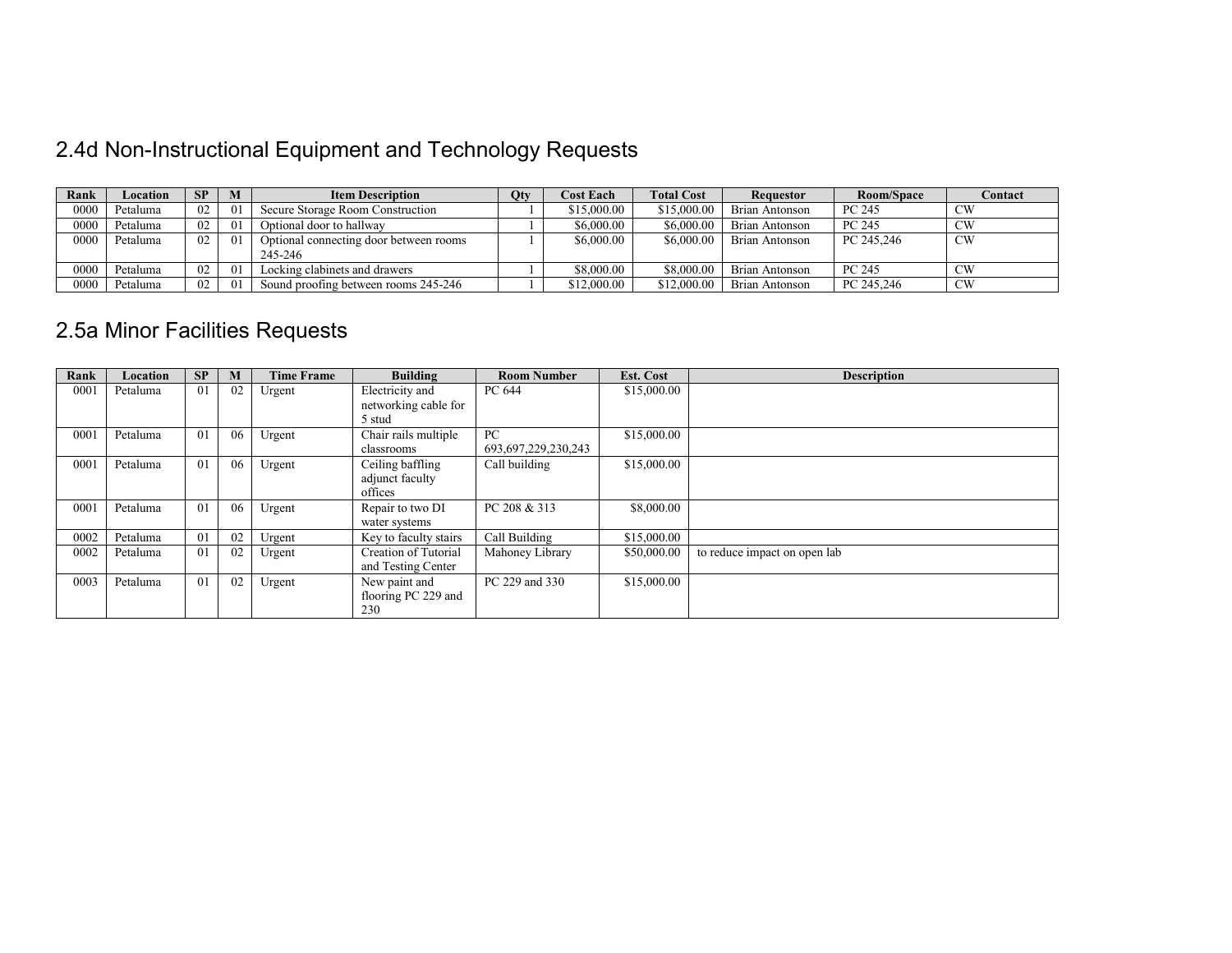## 2.4d Non-Instructional Equipment and Technology Requests

| Rank | Location | SP | M | Item Description | Qty | Cost Each | Total Cost | Requestor | Room/Space | Contact |
|---|---|---|---|---|---|---|---|---|---|---|
| 0000 | Petaluma | 02 | 01 | Secure Storage Room Construction | 1 | $15,000.00 | $15,000.00 | Brian Antonson | PC 245 | CW |
| 0000 | Petaluma | 02 | 01 | Optional door to hallway | 1 | $6,000.00 | $6,000.00 | Brian Antonson | PC 245 | CW |
| 0000 | Petaluma | 02 | 01 | Optional connecting door between rooms 245-246 | 1 | $6,000.00 | $6,000.00 | Brian Antonson | PC 245,246 | CW |
| 0000 | Petaluma | 02 | 01 | Locking clabinets and drawers | 1 | $8,000.00 | $8,000.00 | Brian Antonson | PC 245 | CW |
| 0000 | Petaluma | 02 | 01 | Sound proofing between rooms 245-246 | 1 | $12,000.00 | $12,000.00 | Brian Antonson | PC 245,246 | CW |

## 2.5a Minor Facilities Requests

| Rank | Location | SP | M | Time Frame | Building | Room Number | Est. Cost | Description |
|---|---|---|---|---|---|---|---|---|
| 0001 | Petaluma | 01 | 02 | Urgent | Electricity and networking cable for 5 stud | PC 644 | $15,000.00 | |
| 0001 | Petaluma | 01 | 06 | Urgent | Chair rails multiple classrooms | PC 693,697,229,230,243 | $15,000.00 | |
| 0001 | Petaluma | 01 | 06 | Urgent | Ceiling baffling adjunct faculty offices | Call building | $15,000.00 | |
| 0001 | Petaluma | 01 | 06 | Urgent | Repair to two DI water systems | PC 208 & 313 | $8,000.00 | |
| 0002 | Petaluma | 01 | 02 | Urgent | Key to faculty stairs | Call Building | $15,000.00 | |
| 0002 | Petaluma | 01 | 02 | Urgent | Creation of Tutorial and Testing Center | Mahoney Library | $50,000.00 | to reduce impact on open lab |
| 0003 | Petaluma | 01 | 02 | Urgent | New paint and flooring PC 229 and 230 | PC 229 and 330 | $15,000.00 | |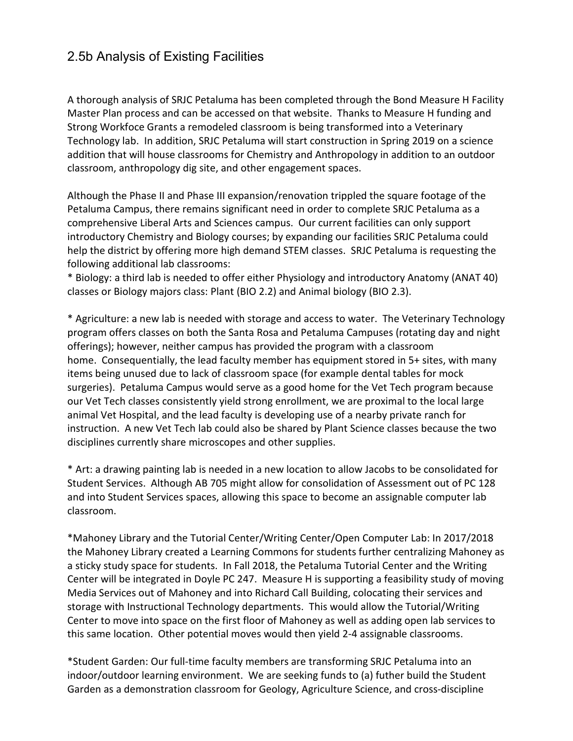## 2.5b Analysis of Existing Facilities

A thorough analysis of SRJC Petaluma has been completed through the Bond Measure H Facility Master Plan process and can be accessed on that website. Thanks to Measure H funding and Strong Workfoce Grants a remodeled classroom is being transformed into a Veterinary Technology lab. In addition, SRJC Petaluma will start construction in Spring 2019 on a science addition that will house classrooms for Chemistry and Anthropology in addition to an outdoor classroom, anthropology dig site, and other engagement spaces.

Although the Phase II and Phase III expansion/renovation trippled the square footage of the Petaluma Campus, there remains significant need in order to complete SRJC Petaluma as a comprehensive Liberal Arts and Sciences campus. Our current facilities can only support introductory Chemistry and Biology courses; by expanding our facilities SRJC Petaluma could help the district by offering more high demand STEM classes. SRJC Petaluma is requesting the following additional lab classrooms:

* Biology: a third lab is needed to offer either Physiology and introductory Anatomy (ANAT 40) classes or Biology majors class: Plant (BIO 2.2) and Animal biology (BIO 2.3).

* Agriculture: a new lab is needed with storage and access to water. The Veterinary Technology program offers classes on both the Santa Rosa and Petaluma Campuses (rotating day and night offerings); however, neither campus has provided the program with a classroom home. Consequentially, the lead faculty member has equipment stored in 5+ sites, with many items being unused due to lack of classroom space (for example dental tables for mock surgeries). Petaluma Campus would serve as a good home for the Vet Tech program because our Vet Tech classes consistently yield strong enrollment, we are proximal to the local large animal Vet Hospital, and the lead faculty is developing use of a nearby private ranch for instruction. A new Vet Tech lab could also be shared by Plant Science classes because the two disciplines currently share microscopes and other supplies.

* Art: a drawing painting lab is needed in a new location to allow Jacobs to be consolidated for Student Services. Although AB 705 might allow for consolidation of Assessment out of PC 128 and into Student Services spaces, allowing this space to become an assignable computer lab classroom.

*Mahoney Library and the Tutorial Center/Writing Center/Open Computer Lab: In 2017/2018 the Mahoney Library created a Learning Commons for students further centralizing Mahoney as a sticky study space for students. In Fall 2018, the Petaluma Tutorial Center and the Writing Center will be integrated in Doyle PC 247. Measure H is supporting a feasibility study of moving Media Services out of Mahoney and into Richard Call Building, colocating their services and storage with Instructional Technology departments. This would allow the Tutorial/Writing Center to move into space on the first floor of Mahoney as well as adding open lab services to this same location. Other potential moves would then yield 2-4 assignable classrooms.

*Student Garden: Our full-time faculty members are transforming SRJC Petaluma into an indoor/outdoor learning environment. We are seeking funds to (a) futher build the Student Garden as a demonstration classroom for Geology, Agriculture Science, and cross-discipline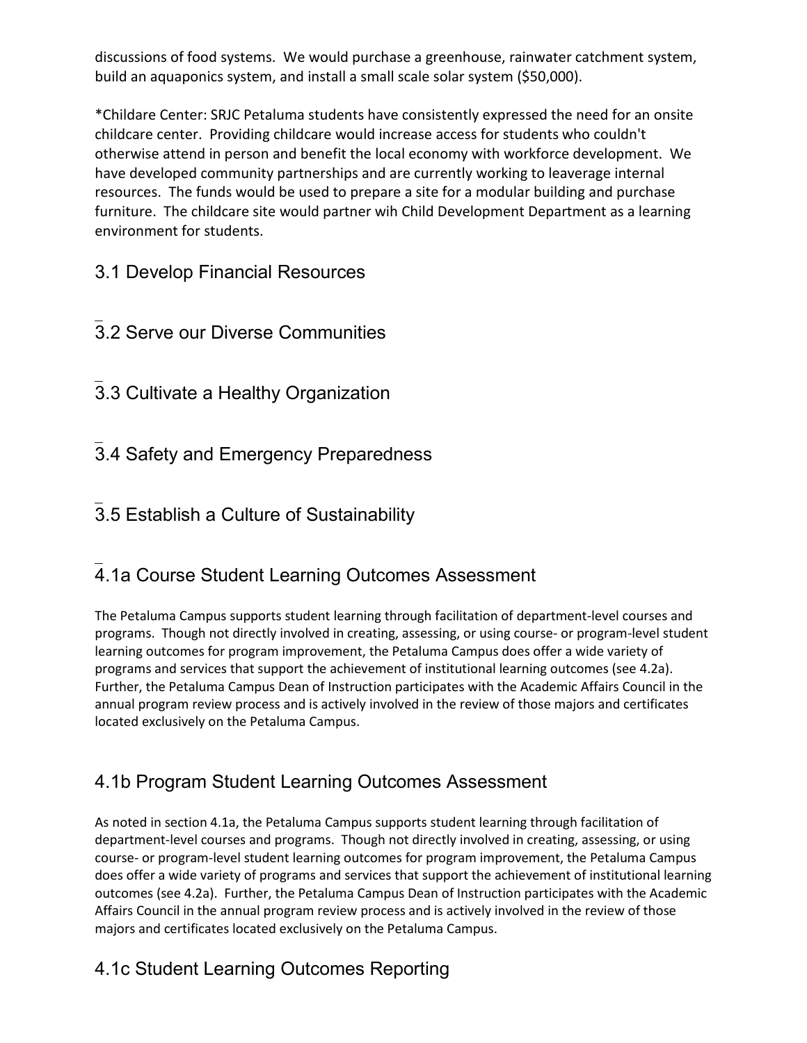discussions of food systems. We would purchase a greenhouse, rainwater catchment system, build an aquaponics system, and install a small scale solar system ($50,000).

*Childare Center: SRJC Petaluma students have consistently expressed the need for an onsite childcare center. Providing childcare would increase access for students who couldn't otherwise attend in person and benefit the local economy with workforce development. We have developed community partnerships and are currently working to leaverage internal resources. The funds would be used to prepare a site for a modular building and purchase furniture. The childcare site would partner wih Child Development Department as a learning environment for students.

## 3.1 Develop Financial Resources

## 3.2 Serve our Diverse Communities

## 3.3 Cultivate a Healthy Organization

## 3.4 Safety and Emergency Preparedness

## 3.5 Establish a Culture of Sustainability

## 4.1a Course Student Learning Outcomes Assessment

The Petaluma Campus supports student learning through facilitation of department-level courses and programs. Though not directly involved in creating, assessing, or using course- or program-level student learning outcomes for program improvement, the Petaluma Campus does offer a wide variety of programs and services that support the achievement of institutional learning outcomes (see 4.2a). Further, the Petaluma Campus Dean of Instruction participates with the Academic Affairs Council in the annual program review process and is actively involved in the review of those majors and certificates located exclusively on the Petaluma Campus.

## 4.1b Program Student Learning Outcomes Assessment

As noted in section 4.1a, the Petaluma Campus supports student learning through facilitation of department-level courses and programs. Though not directly involved in creating, assessing, or using course- or program-level student learning outcomes for program improvement, the Petaluma Campus does offer a wide variety of programs and services that support the achievement of institutional learning outcomes (see 4.2a). Further, the Petaluma Campus Dean of Instruction participates with the Academic Affairs Council in the annual program review process and is actively involved in the review of those majors and certificates located exclusively on the Petaluma Campus.

## 4.1c Student Learning Outcomes Reporting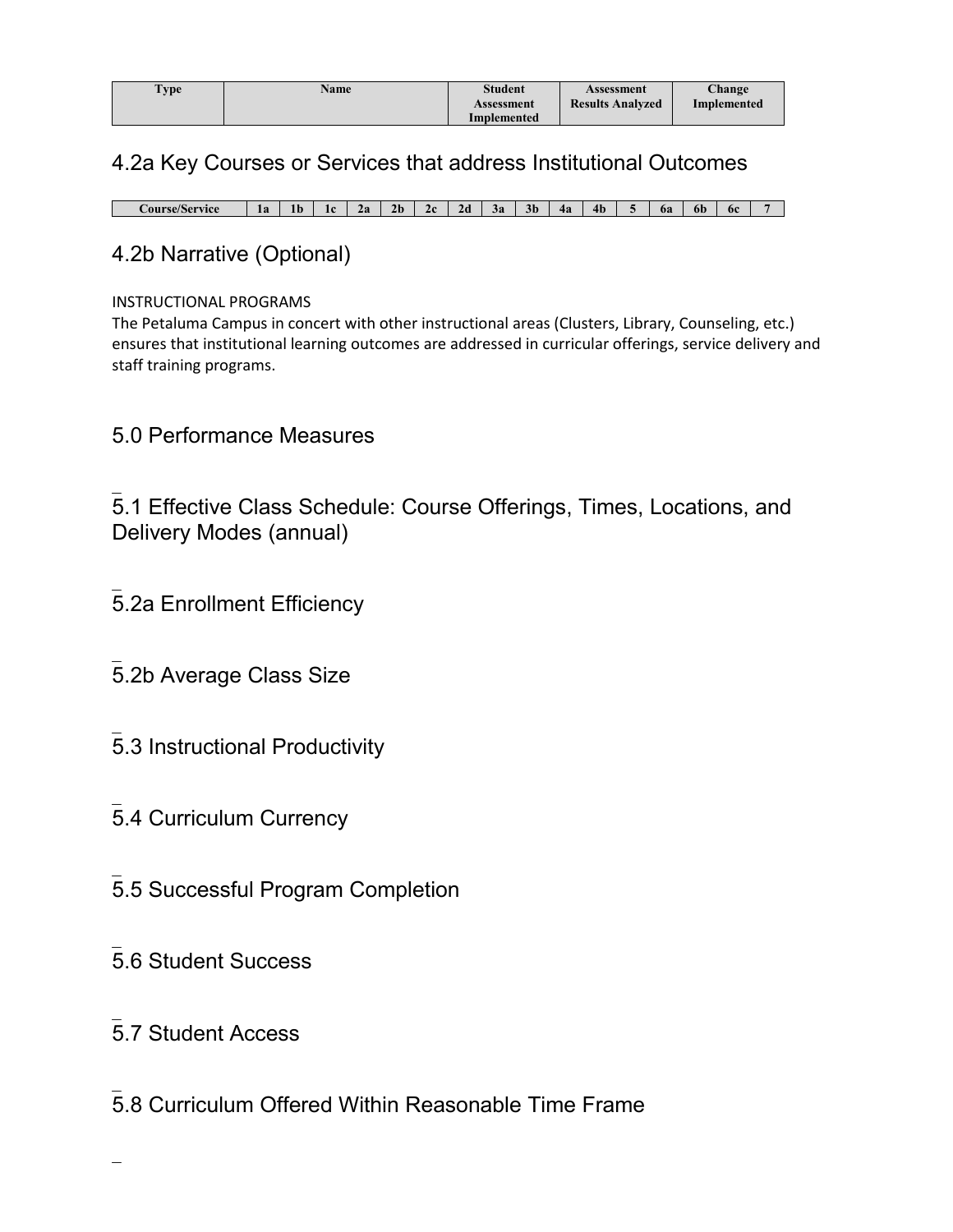| Type | Name | Student Assessment Implemented | Assessment Results Analyzed | Change Implemented |
|---|---|---|---|---|

## 4.2a Key Courses or Services that address Institutional Outcomes

| Course/Service | 1a | 1b | 1c | 2a | 2b | 2c | 2d | 3a | 3b | 4a | 4b | 5 | 6a | 6b | 6c | 7 |
|---|---|---|---|---|---|---|---|---|---|---|---|---|---|---|---|---|

## 4.2b Narrative (Optional)

INSTRUCTIONAL PROGRAMS
The Petaluma Campus in concert with other instructional areas (Clusters, Library, Counseling, etc.) ensures that institutional learning outcomes are addressed in curricular offerings, service delivery and staff training programs.

# 5.0 Performance Measures

## 5.1 Effective Class Schedule: Course Offerings, Times, Locations, and Delivery Modes (annual)

## 5.2a Enrollment Efficiency

## 5.2b Average Class Size

## 5.3 Instructional Productivity

## 5.4 Curriculum Currency

## 5.5 Successful Program Completion

## 5.6 Student Success

## 5.7 Student Access

## 5.8 Curriculum Offered Within Reasonable Time Frame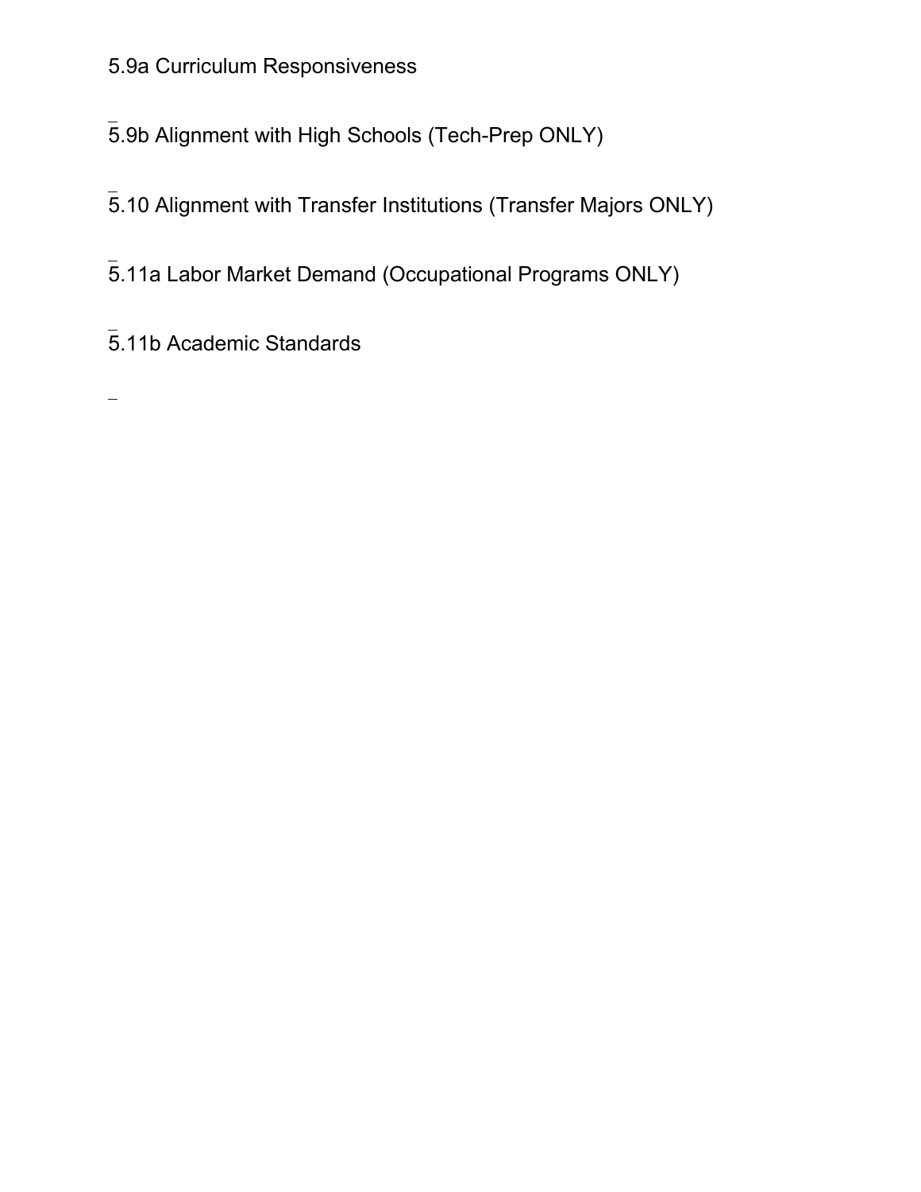5.9a Curriculum Responsiveness

5.9b Alignment with High Schools (Tech-Prep ONLY)

5.10 Alignment with Transfer Institutions (Transfer Majors ONLY)

5.11a Labor Market Demand (Occupational Programs ONLY)

5.11b Academic Standards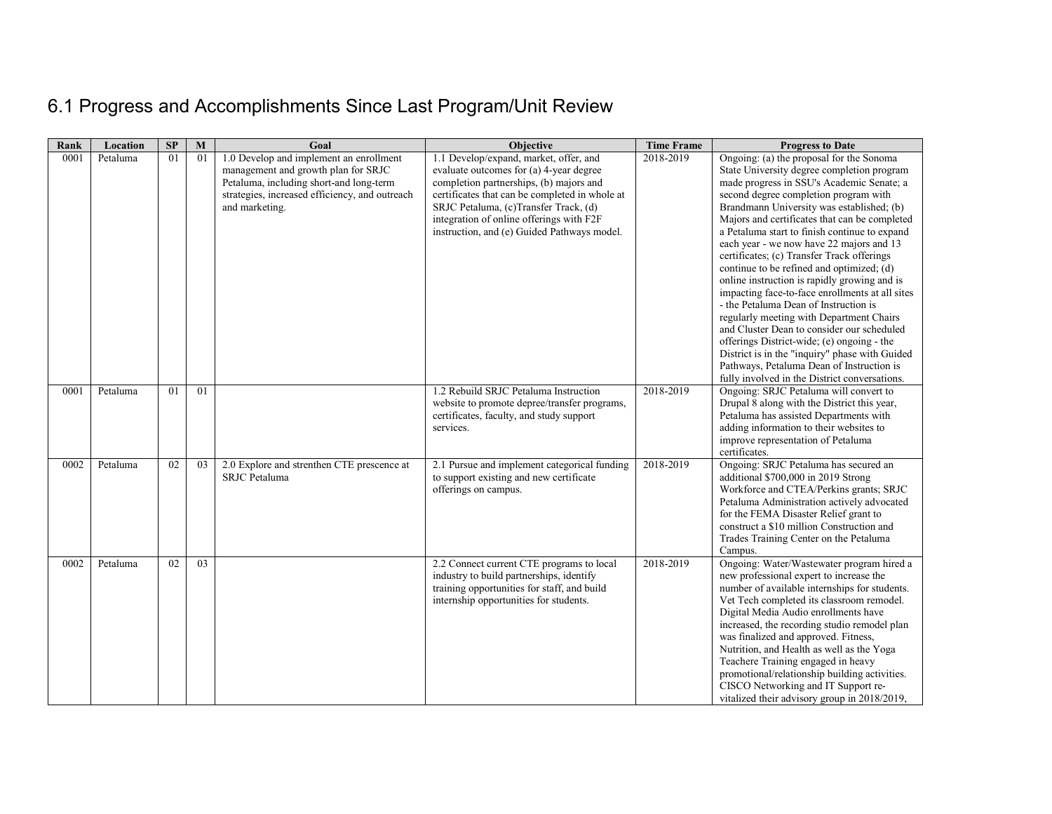# 6.1 Progress and Accomplishments Since Last Program/Unit Review

| Rank | Location | SP | M | Goal | Objective | Time Frame | Progress to Date |
|---|---|---|---|---|---|---|---|
| 0001 | Petaluma | 01 | 01 | 1.0 Develop and implement an enrollment management and growth plan for SRJC Petaluma, including short-and long-term strategies, increased efficiency, and outreach and marketing. | 1.1 Develop/expand, market, offer, and evaluate outcomes for (a) 4-year degree completion partnerships, (b) majors and certificates that can be completed in whole at SRJC Petaluma, (c)Transfer Track, (d) integration of online offerings with F2F instruction, and (e) Guided Pathways model. | 2018-2019 | Ongoing: (a) the proposal for the Sonoma State University degree completion program made progress in SSU's Academic Senate; a second degree completion program with Brandmann University was established; (b) Majors and certificates that can be completed a Petaluma start to finish continue to expand each year - we now have 22 majors and 13 certificates; (c) Transfer Track offerings continue to be refined and optimized; (d) online instruction is rapidly growing and is impacting face-to-face enrollments at all sites - the Petaluma Dean of Instruction is regularly meeting with Department Chairs and Cluster Dean to consider our scheduled offerings District-wide; (e) ongoing - the District is in the "inquiry" phase with Guided Pathways, Petaluma Dean of Instruction is fully involved in the District conversations. |
| 0001 | Petaluma | 01 | 01 | | 1.2 Rebuild SRJC Petaluma Instruction website to promote depree/transfer programs, certificates, faculty, and study support services. | 2018-2019 | Ongoing: SRJC Petaluma will convert to Drupal 8 along with the District this year, Petaluma has assisted Departments with adding information to their websites to improve representation of Petaluma certificates. |
| 0002 | Petaluma | 02 | 03 | 2.0 Explore and strenthen CTE prescence at SRJC Petaluma | 2.1 Pursue and implement categorical funding to support existing and new certificate offerings on campus. | 2018-2019 | Ongoing: SRJC Petaluma has secured an additional $700,000 in 2019 Strong Workforce and CTEA/Perkins grants; SRJC Petaluma Administration actively advocated for the FEMA Disaster Relief grant to construct a $10 million Construction and Trades Training Center on the Petaluma Campus. |
| 0002 | Petaluma | 02 | 03 | | 2.2 Connect current CTE programs to local industry to build partnerships, identify training opportunities for staff, and build internship opportunities for students. | 2018-2019 | Ongoing: Water/Wastewater program hired a new professional expert to increase the number of available internships for students. Vet Tech completed its classroom remodel. Digital Media Audio enrollments have increased, the recording studio remodel plan was finalized and approved. Fitness, Nutrition, and Health as well as the Yoga Teachere Training engaged in heavy promotional/relationship building activities. CISCO Networking and IT Support re-vitalized their advisory group in 2018/2019, |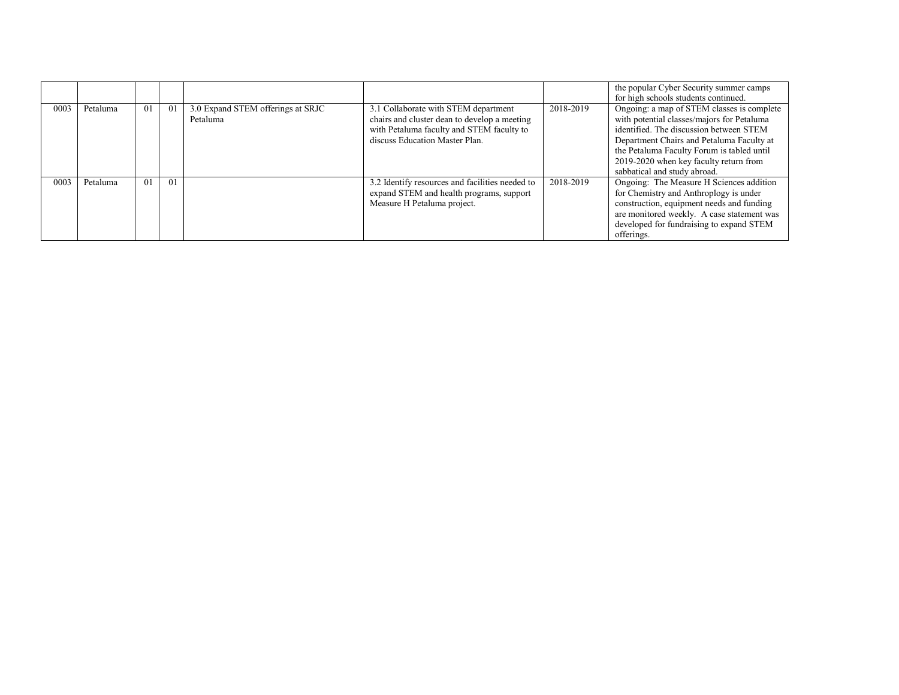| | | | | | | | |
|---|---|---|---|---|---|---|---|
| | | | | | | | the popular Cyber Security summer camps for high schools students continued. |
| 0003 | Petaluma | 01 | 01 | 3.0 Expand STEM offerings at SRJC Petaluma | 3.1 Collaborate with STEM department chairs and cluster dean to develop a meeting with Petaluma faculty and STEM faculty to discuss Education Master Plan. | 2018-2019 | Ongoing: a map of STEM classes is complete with potential classes/majors for Petaluma identified. The discussion between STEM Department Chairs and Petaluma Faculty at the Petaluma Faculty Forum is tabled until 2019-2020 when key faculty return from sabbatical and study abroad. |
| 0003 | Petaluma | 01 | 01 | | 3.2 Identify resources and facilities needed to expand STEM and health programs, support Measure H Petaluma project. | 2018-2019 | Ongoing: The Measure H Sciences addition for Chemistry and Anthroplogy is under construction, equipment needs and funding are monitored weekly. A case statement was developed for fundraising to expand STEM offerings. |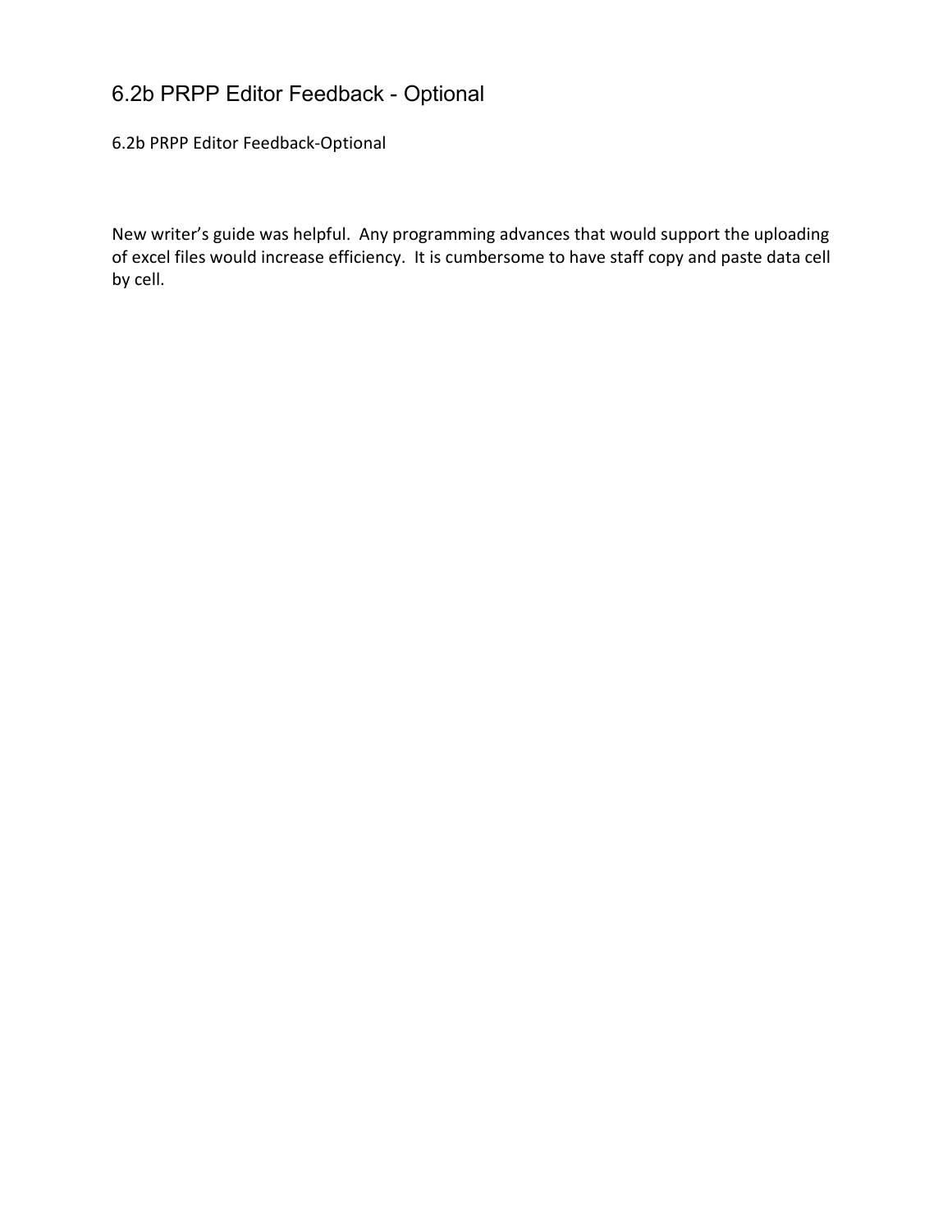# 6.2b PRPP Editor Feedback - Optional

6.2b PRPP Editor Feedback-Optional

New writer's guide was helpful. Any programming advances that would support the uploading of excel files would increase efficiency. It is cumbersome to have staff copy and paste data cell by cell.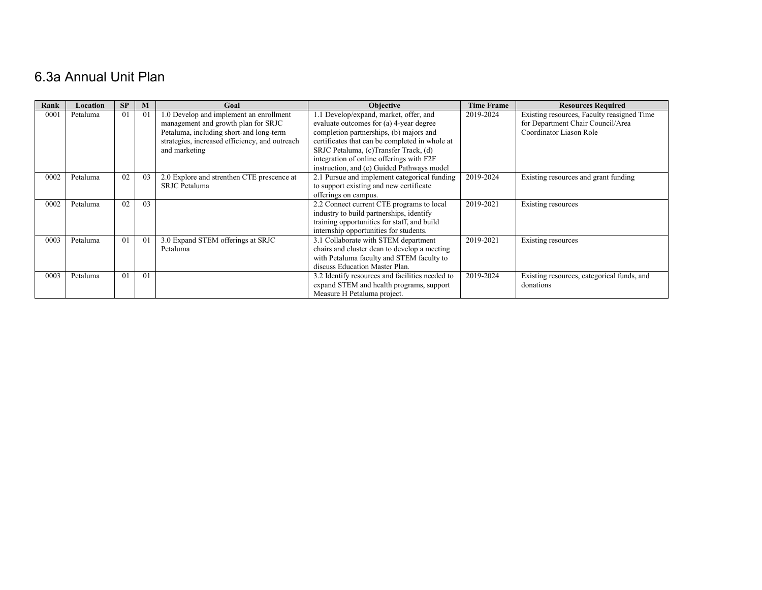# 6.3a Annual Unit Plan

| Rank | Location | SP | M | Goal | Objective | Time Frame | Resources Required |
|---|---|---|---|---|---|---|---|
| 0001 | Petaluma | 01 | 01 | 1.0 Develop and implement an enrollment management and growth plan for SRJC Petaluma, including short-and long-term strategies, increased efficiency, and outreach and marketing | 1.1 Develop/expand, market, offer, and evaluate outcomes for (a) 4-year degree completion partnerships, (b) majors and certificates that can be completed in whole at SRJC Petaluma, (c)Transfer Track, (d) integration of online offerings with F2F instruction, and (e) Guided Pathways model | 2019-2024 | Existing resources, Faculty reasigned Time for Department Chair Council/Area Coordinator Liason Role |
| 0002 | Petaluma | 02 | 03 | 2.0 Explore and strenthen CTE prescence at SRJC Petaluma | 2.1 Pursue and implement categorical funding to support existing and new certificate offerings on campus. | 2019-2024 | Existing resources and grant funding |
| 0002 | Petaluma | 02 | 03 | | 2.2 Connect current CTE programs to local industry to build partnerships, identify training opportunities for staff, and build internship opportunities for students. | 2019-2021 | Existing resources |
| 0003 | Petaluma | 01 | 01 | 3.0 Expand STEM offerings at SRJC Petaluma | 3.1 Collaborate with STEM department chairs and cluster dean to develop a meeting with Petaluma faculty and STEM faculty to discuss Education Master Plan. | 2019-2021 | Existing resources |
| 0003 | Petaluma | 01 | 01 | | 3.2 Identify resources and facilities needed to expand STEM and health programs, support Measure H Petaluma project. | 2019-2024 | Existing resources, categorical funds, and donations |